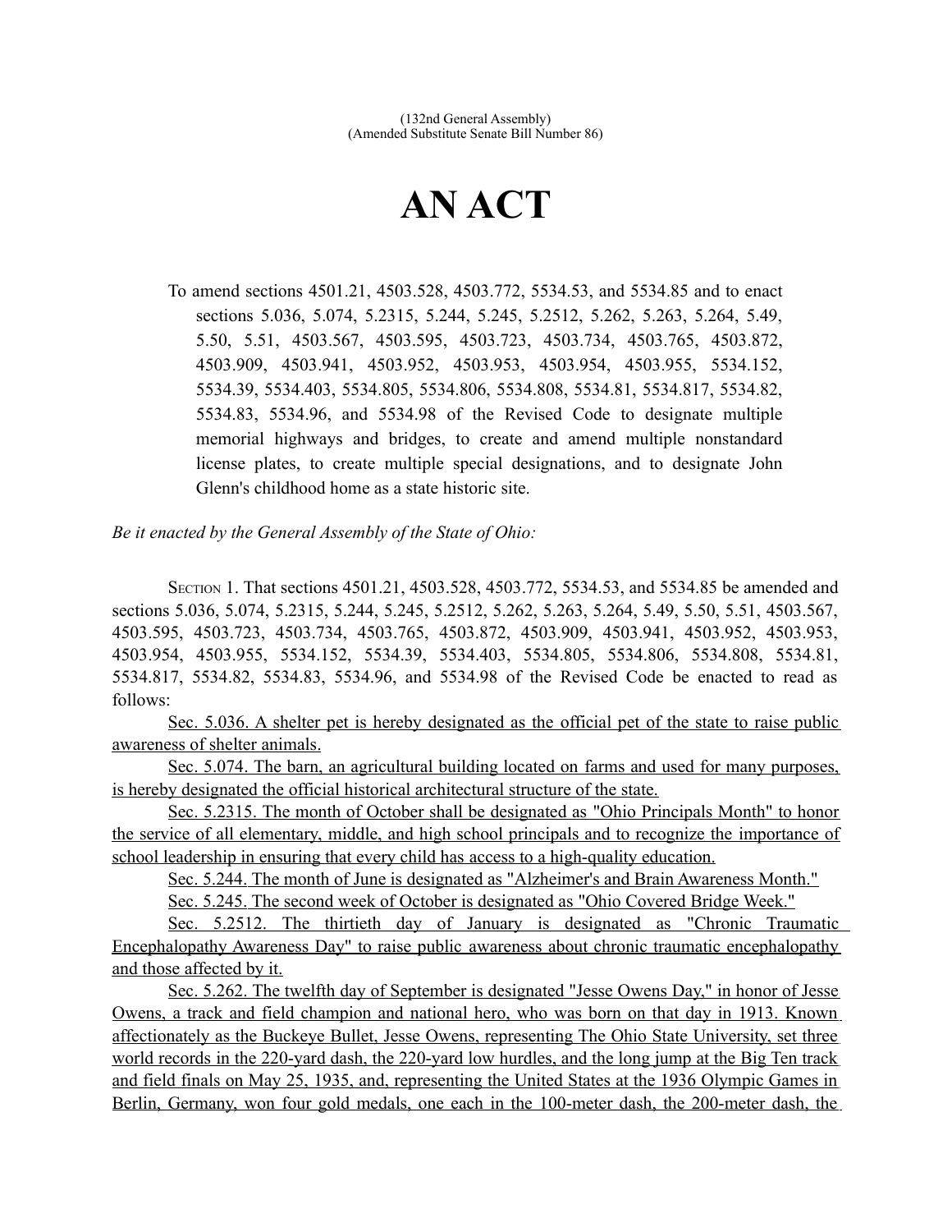(132nd General Assembly)
(Amended Substitute Senate Bill Number 86)

# AN ACT

To amend sections 4501.21, 4503.528, 4503.772, 5534.53, and 5534.85 and to enact sections 5.036, 5.074, 5.2315, 5.244, 5.245, 5.2512, 5.262, 5.263, 5.264, 5.49, 5.50, 5.51, 4503.567, 4503.595, 4503.723, 4503.734, 4503.765, 4503.872, 4503.909, 4503.941, 4503.952, 4503.953, 4503.954, 4503.955, 5534.152, 5534.39, 5534.403, 5534.805, 5534.806, 5534.808, 5534.81, 5534.817, 5534.82, 5534.83, 5534.96, and 5534.98 of the Revised Code to designate multiple memorial highways and bridges, to create and amend multiple nonstandard license plates, to create multiple special designations, and to designate John Glenn's childhood home as a state historic site.

*Be it enacted by the General Assembly of the State of Ohio:*

SECTION 1. That sections 4501.21, 4503.528, 4503.772, 5534.53, and 5534.85 be amended and sections 5.036, 5.074, 5.2315, 5.244, 5.245, 5.2512, 5.262, 5.263, 5.264, 5.49, 5.50, 5.51, 4503.567, 4503.595, 4503.723, 4503.734, 4503.765, 4503.872, 4503.909, 4503.941, 4503.952, 4503.953, 4503.954, 4503.955, 5534.152, 5534.39, 5534.403, 5534.805, 5534.806, 5534.808, 5534.81, 5534.817, 5534.82, 5534.83, 5534.96, and 5534.98 of the Revised Code be enacted to read as follows:

Sec. 5.036. A shelter pet is hereby designated as the official pet of the state to raise public awareness of shelter animals.

Sec. 5.074. The barn, an agricultural building located on farms and used for many purposes, is hereby designated the official historical architectural structure of the state.

Sec. 5.2315. The month of October shall be designated as "Ohio Principals Month" to honor the service of all elementary, middle, and high school principals and to recognize the importance of school leadership in ensuring that every child has access to a high-quality education.

Sec. 5.244. The month of June is designated as "Alzheimer's and Brain Awareness Month."

Sec. 5.245. The second week of October is designated as "Ohio Covered Bridge Week."

Sec. 5.2512. The thirtieth day of January is designated as "Chronic Traumatic Encephalopathy Awareness Day" to raise public awareness about chronic traumatic encephalopathy and those affected by it.

Sec. 5.262. The twelfth day of September is designated "Jesse Owens Day," in honor of Jesse Owens, a track and field champion and national hero, who was born on that day in 1913. Known affectionately as the Buckeye Bullet, Jesse Owens, representing The Ohio State University, set three world records in the 220-yard dash, the 220-yard low hurdles, and the long jump at the Big Ten track and field finals on May 25, 1935, and, representing the United States at the 1936 Olympic Games in Berlin, Germany, won four gold medals, one each in the 100-meter dash, the 200-meter dash, the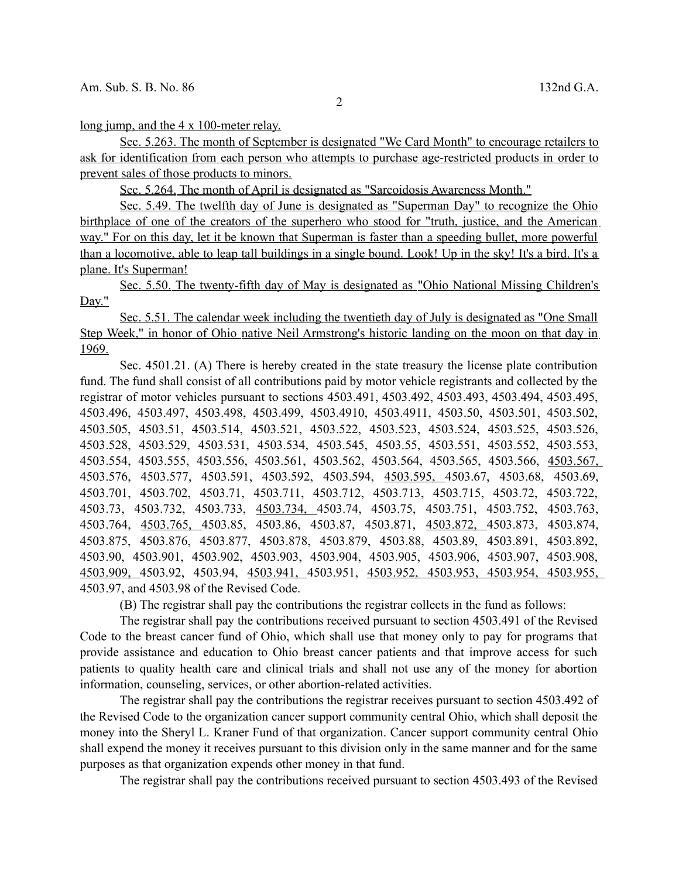long jump, and the 4 x 100-meter relay.

Sec. 5.263. The month of September is designated "We Card Month" to encourage retailers to ask for identification from each person who attempts to purchase age-restricted products in order to prevent sales of those products to minors.

Sec. 5.264. The month of April is designated as "Sarcoidosis Awareness Month."

Sec. 5.49. The twelfth day of June is designated as "Superman Day" to recognize the Ohio birthplace of one of the creators of the superhero who stood for "truth, justice, and the American way." For on this day, let it be known that Superman is faster than a speeding bullet, more powerful than a locomotive, able to leap tall buildings in a single bound. Look! Up in the sky! It's a bird. It's a plane. It's Superman!

Sec. 5.50. The twenty-fifth day of May is designated as "Ohio National Missing Children's Day."

Sec. 5.51. The calendar week including the twentieth day of July is designated as "One Small Step Week," in honor of Ohio native Neil Armstrong's historic landing on the moon on that day in 1969.

Sec. 4501.21. (A) There is hereby created in the state treasury the license plate contribution fund. The fund shall consist of all contributions paid by motor vehicle registrants and collected by the registrar of motor vehicles pursuant to sections 4503.491, 4503.492, 4503.493, 4503.494, 4503.495, 4503.496, 4503.497, 4503.498, 4503.499, 4503.4910, 4503.4911, 4503.50, 4503.501, 4503.502, 4503.505, 4503.51, 4503.514, 4503.521, 4503.522, 4503.523, 4503.524, 4503.525, 4503.526, 4503.528, 4503.529, 4503.531, 4503.534, 4503.545, 4503.55, 4503.551, 4503.552, 4503.553, 4503.554, 4503.555, 4503.556, 4503.561, 4503.562, 4503.564, 4503.565, 4503.566, 4503.567, 4503.576, 4503.577, 4503.591, 4503.592, 4503.594, 4503.595, 4503.67, 4503.68, 4503.69, 4503.701, 4503.702, 4503.71, 4503.711, 4503.712, 4503.713, 4503.715, 4503.72, 4503.722, 4503.73, 4503.732, 4503.733, 4503.734, 4503.74, 4503.75, 4503.751, 4503.752, 4503.763, 4503.764, 4503.765, 4503.85, 4503.86, 4503.87, 4503.871, 4503.872, 4503.873, 4503.874, 4503.875, 4503.876, 4503.877, 4503.878, 4503.879, 4503.88, 4503.89, 4503.891, 4503.892, 4503.90, 4503.901, 4503.902, 4503.903, 4503.904, 4503.905, 4503.906, 4503.907, 4503.908, 4503.909, 4503.92, 4503.94, 4503.941, 4503.951, 4503.952, 4503.953, 4503.954, 4503.955, 4503.97, and 4503.98 of the Revised Code.

(B) The registrar shall pay the contributions the registrar collects in the fund as follows:

The registrar shall pay the contributions received pursuant to section 4503.491 of the Revised Code to the breast cancer fund of Ohio, which shall use that money only to pay for programs that provide assistance and education to Ohio breast cancer patients and that improve access for such patients to quality health care and clinical trials and shall not use any of the money for abortion information, counseling, services, or other abortion-related activities.

The registrar shall pay the contributions the registrar receives pursuant to section 4503.492 of the Revised Code to the organization cancer support community central Ohio, which shall deposit the money into the Sheryl L. Kraner Fund of that organization. Cancer support community central Ohio shall expend the money it receives pursuant to this division only in the same manner and for the same purposes as that organization expends other money in that fund.

The registrar shall pay the contributions received pursuant to section 4503.493 of the Revised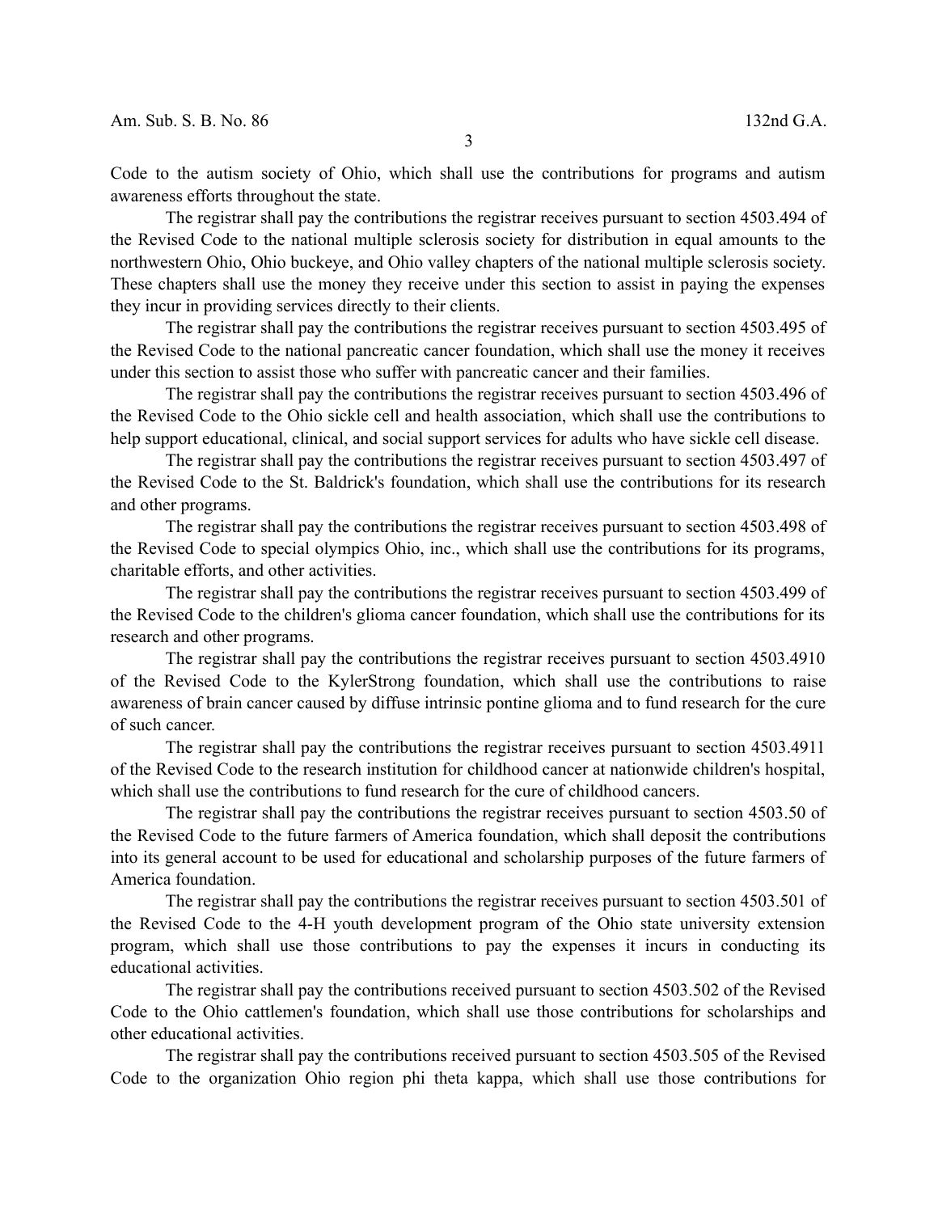Code to the autism society of Ohio, which shall use the contributions for programs and autism awareness efforts throughout the state.

The registrar shall pay the contributions the registrar receives pursuant to section 4503.494 of the Revised Code to the national multiple sclerosis society for distribution in equal amounts to the northwestern Ohio, Ohio buckeye, and Ohio valley chapters of the national multiple sclerosis society. These chapters shall use the money they receive under this section to assist in paying the expenses they incur in providing services directly to their clients.

The registrar shall pay the contributions the registrar receives pursuant to section 4503.495 of the Revised Code to the national pancreatic cancer foundation, which shall use the money it receives under this section to assist those who suffer with pancreatic cancer and their families.

The registrar shall pay the contributions the registrar receives pursuant to section 4503.496 of the Revised Code to the Ohio sickle cell and health association, which shall use the contributions to help support educational, clinical, and social support services for adults who have sickle cell disease.

The registrar shall pay the contributions the registrar receives pursuant to section 4503.497 of the Revised Code to the St. Baldrick's foundation, which shall use the contributions for its research and other programs.

The registrar shall pay the contributions the registrar receives pursuant to section 4503.498 of the Revised Code to special olympics Ohio, inc., which shall use the contributions for its programs, charitable efforts, and other activities.

The registrar shall pay the contributions the registrar receives pursuant to section 4503.499 of the Revised Code to the children's glioma cancer foundation, which shall use the contributions for its research and other programs.

The registrar shall pay the contributions the registrar receives pursuant to section 4503.4910 of the Revised Code to the KylerStrong foundation, which shall use the contributions to raise awareness of brain cancer caused by diffuse intrinsic pontine glioma and to fund research for the cure of such cancer.

The registrar shall pay the contributions the registrar receives pursuant to section 4503.4911 of the Revised Code to the research institution for childhood cancer at nationwide children's hospital, which shall use the contributions to fund research for the cure of childhood cancers.

The registrar shall pay the contributions the registrar receives pursuant to section 4503.50 of the Revised Code to the future farmers of America foundation, which shall deposit the contributions into its general account to be used for educational and scholarship purposes of the future farmers of America foundation.

The registrar shall pay the contributions the registrar receives pursuant to section 4503.501 of the Revised Code to the 4-H youth development program of the Ohio state university extension program, which shall use those contributions to pay the expenses it incurs in conducting its educational activities.

The registrar shall pay the contributions received pursuant to section 4503.502 of the Revised Code to the Ohio cattlemen's foundation, which shall use those contributions for scholarships and other educational activities.

The registrar shall pay the contributions received pursuant to section 4503.505 of the Revised Code to the organization Ohio region phi theta kappa, which shall use those contributions for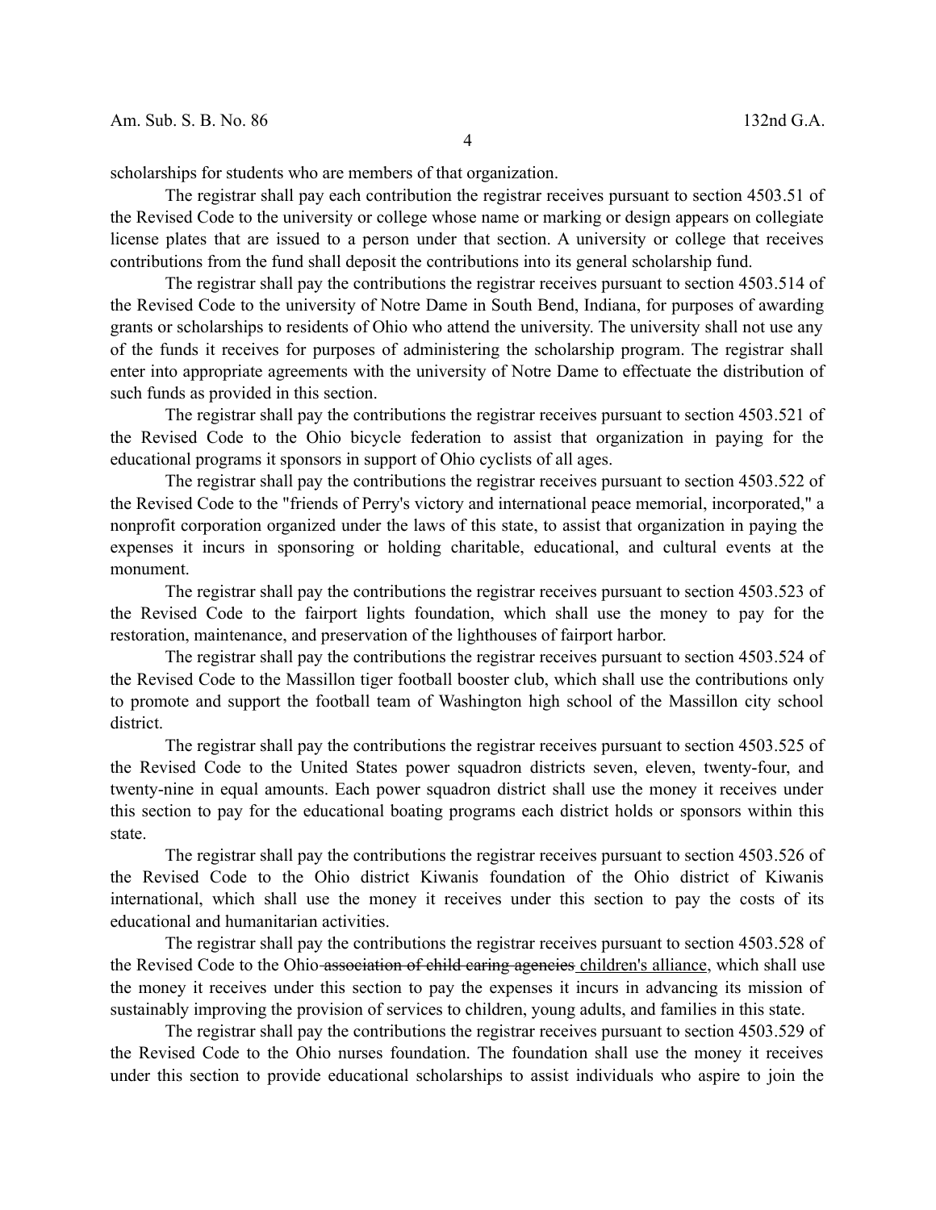scholarships for students who are members of that organization.

The registrar shall pay each contribution the registrar receives pursuant to section 4503.51 of the Revised Code to the university or college whose name or marking or design appears on collegiate license plates that are issued to a person under that section. A university or college that receives contributions from the fund shall deposit the contributions into its general scholarship fund.

The registrar shall pay the contributions the registrar receives pursuant to section 4503.514 of the Revised Code to the university of Notre Dame in South Bend, Indiana, for purposes of awarding grants or scholarships to residents of Ohio who attend the university. The university shall not use any of the funds it receives for purposes of administering the scholarship program. The registrar shall enter into appropriate agreements with the university of Notre Dame to effectuate the distribution of such funds as provided in this section.

The registrar shall pay the contributions the registrar receives pursuant to section 4503.521 of the Revised Code to the Ohio bicycle federation to assist that organization in paying for the educational programs it sponsors in support of Ohio cyclists of all ages.

The registrar shall pay the contributions the registrar receives pursuant to section 4503.522 of the Revised Code to the "friends of Perry's victory and international peace memorial, incorporated," a nonprofit corporation organized under the laws of this state, to assist that organization in paying the expenses it incurs in sponsoring or holding charitable, educational, and cultural events at the monument.

The registrar shall pay the contributions the registrar receives pursuant to section 4503.523 of the Revised Code to the fairport lights foundation, which shall use the money to pay for the restoration, maintenance, and preservation of the lighthouses of fairport harbor.

The registrar shall pay the contributions the registrar receives pursuant to section 4503.524 of the Revised Code to the Massillon tiger football booster club, which shall use the contributions only to promote and support the football team of Washington high school of the Massillon city school district.

The registrar shall pay the contributions the registrar receives pursuant to section 4503.525 of the Revised Code to the United States power squadron districts seven, eleven, twenty-four, and twenty-nine in equal amounts. Each power squadron district shall use the money it receives under this section to pay for the educational boating programs each district holds or sponsors within this state.

The registrar shall pay the contributions the registrar receives pursuant to section 4503.526 of the Revised Code to the Ohio district Kiwanis foundation of the Ohio district of Kiwanis international, which shall use the money it receives under this section to pay the costs of its educational and humanitarian activities.

The registrar shall pay the contributions the registrar receives pursuant to section 4503.528 of the Revised Code to the Ohio ~~association of child caring agencies~~ <u>children's alliance</u>, which shall use the money it receives under this section to pay the expenses it incurs in advancing its mission of sustainably improving the provision of services to children, young adults, and families in this state.

The registrar shall pay the contributions the registrar receives pursuant to section 4503.529 of the Revised Code to the Ohio nurses foundation. The foundation shall use the money it receives under this section to provide educational scholarships to assist individuals who aspire to join the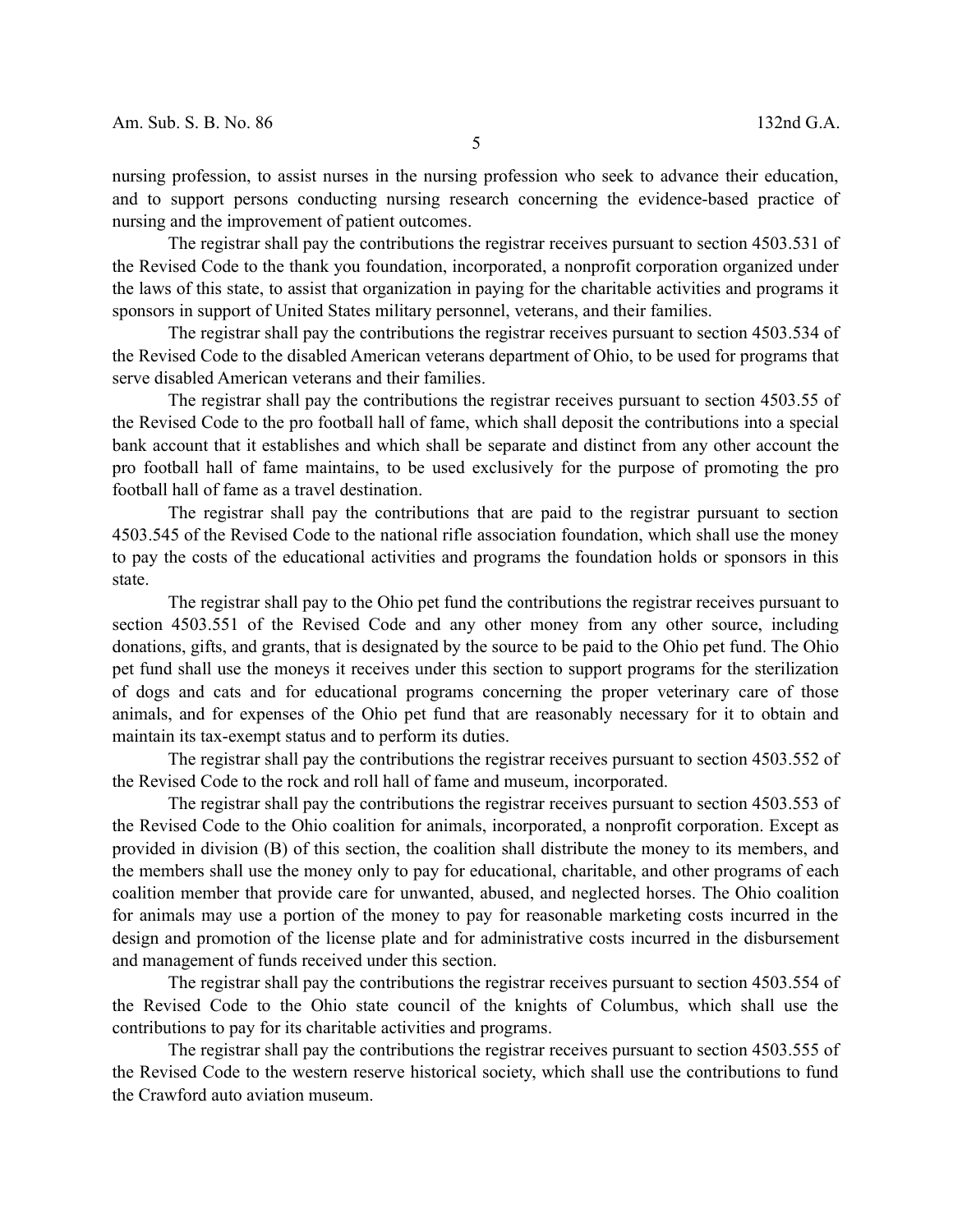nursing profession, to assist nurses in the nursing profession who seek to advance their education, and to support persons conducting nursing research concerning the evidence-based practice of nursing and the improvement of patient outcomes.

The registrar shall pay the contributions the registrar receives pursuant to section 4503.531 of the Revised Code to the thank you foundation, incorporated, a nonprofit corporation organized under the laws of this state, to assist that organization in paying for the charitable activities and programs it sponsors in support of United States military personnel, veterans, and their families.

The registrar shall pay the contributions the registrar receives pursuant to section 4503.534 of the Revised Code to the disabled American veterans department of Ohio, to be used for programs that serve disabled American veterans and their families.

The registrar shall pay the contributions the registrar receives pursuant to section 4503.55 of the Revised Code to the pro football hall of fame, which shall deposit the contributions into a special bank account that it establishes and which shall be separate and distinct from any other account the pro football hall of fame maintains, to be used exclusively for the purpose of promoting the pro football hall of fame as a travel destination.

The registrar shall pay the contributions that are paid to the registrar pursuant to section 4503.545 of the Revised Code to the national rifle association foundation, which shall use the money to pay the costs of the educational activities and programs the foundation holds or sponsors in this state.

The registrar shall pay to the Ohio pet fund the contributions the registrar receives pursuant to section 4503.551 of the Revised Code and any other money from any other source, including donations, gifts, and grants, that is designated by the source to be paid to the Ohio pet fund. The Ohio pet fund shall use the moneys it receives under this section to support programs for the sterilization of dogs and cats and for educational programs concerning the proper veterinary care of those animals, and for expenses of the Ohio pet fund that are reasonably necessary for it to obtain and maintain its tax-exempt status and to perform its duties.

The registrar shall pay the contributions the registrar receives pursuant to section 4503.552 of the Revised Code to the rock and roll hall of fame and museum, incorporated.

The registrar shall pay the contributions the registrar receives pursuant to section 4503.553 of the Revised Code to the Ohio coalition for animals, incorporated, a nonprofit corporation. Except as provided in division (B) of this section, the coalition shall distribute the money to its members, and the members shall use the money only to pay for educational, charitable, and other programs of each coalition member that provide care for unwanted, abused, and neglected horses. The Ohio coalition for animals may use a portion of the money to pay for reasonable marketing costs incurred in the design and promotion of the license plate and for administrative costs incurred in the disbursement and management of funds received under this section.

The registrar shall pay the contributions the registrar receives pursuant to section 4503.554 of the Revised Code to the Ohio state council of the knights of Columbus, which shall use the contributions to pay for its charitable activities and programs.

The registrar shall pay the contributions the registrar receives pursuant to section 4503.555 of the Revised Code to the western reserve historical society, which shall use the contributions to fund the Crawford auto aviation museum.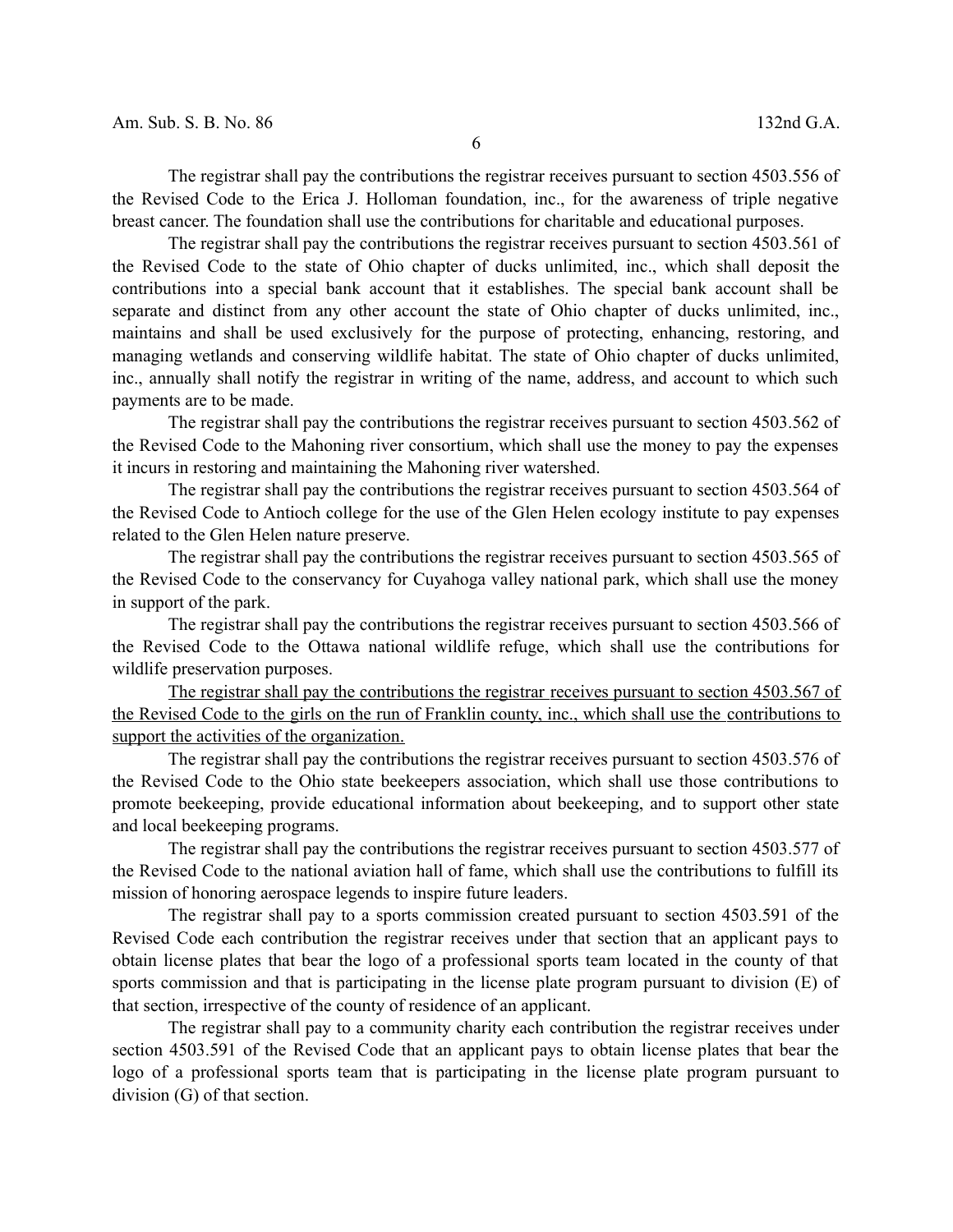The registrar shall pay the contributions the registrar receives pursuant to section 4503.556 of the Revised Code to the Erica J. Holloman foundation, inc., for the awareness of triple negative breast cancer. The foundation shall use the contributions for charitable and educational purposes.

The registrar shall pay the contributions the registrar receives pursuant to section 4503.561 of the Revised Code to the state of Ohio chapter of ducks unlimited, inc., which shall deposit the contributions into a special bank account that it establishes. The special bank account shall be separate and distinct from any other account the state of Ohio chapter of ducks unlimited, inc., maintains and shall be used exclusively for the purpose of protecting, enhancing, restoring, and managing wetlands and conserving wildlife habitat. The state of Ohio chapter of ducks unlimited, inc., annually shall notify the registrar in writing of the name, address, and account to which such payments are to be made.

The registrar shall pay the contributions the registrar receives pursuant to section 4503.562 of the Revised Code to the Mahoning river consortium, which shall use the money to pay the expenses it incurs in restoring and maintaining the Mahoning river watershed.

The registrar shall pay the contributions the registrar receives pursuant to section 4503.564 of the Revised Code to Antioch college for the use of the Glen Helen ecology institute to pay expenses related to the Glen Helen nature preserve.

The registrar shall pay the contributions the registrar receives pursuant to section 4503.565 of the Revised Code to the conservancy for Cuyahoga valley national park, which shall use the money in support of the park.

The registrar shall pay the contributions the registrar receives pursuant to section 4503.566 of the Revised Code to the Ottawa national wildlife refuge, which shall use the contributions for wildlife preservation purposes.

<u>The registrar shall pay the contributions the registrar receives pursuant to section 4503.567 of the Revised Code to the girls on the run of Franklin county, inc., which shall use the contributions to support the activities of the organization.</u>

The registrar shall pay the contributions the registrar receives pursuant to section 4503.576 of the Revised Code to the Ohio state beekeepers association, which shall use those contributions to promote beekeeping, provide educational information about beekeeping, and to support other state and local beekeeping programs.

The registrar shall pay the contributions the registrar receives pursuant to section 4503.577 of the Revised Code to the national aviation hall of fame, which shall use the contributions to fulfill its mission of honoring aerospace legends to inspire future leaders.

The registrar shall pay to a sports commission created pursuant to section 4503.591 of the Revised Code each contribution the registrar receives under that section that an applicant pays to obtain license plates that bear the logo of a professional sports team located in the county of that sports commission and that is participating in the license plate program pursuant to division (E) of that section, irrespective of the county of residence of an applicant.

The registrar shall pay to a community charity each contribution the registrar receives under section 4503.591 of the Revised Code that an applicant pays to obtain license plates that bear the logo of a professional sports team that is participating in the license plate program pursuant to division (G) of that section.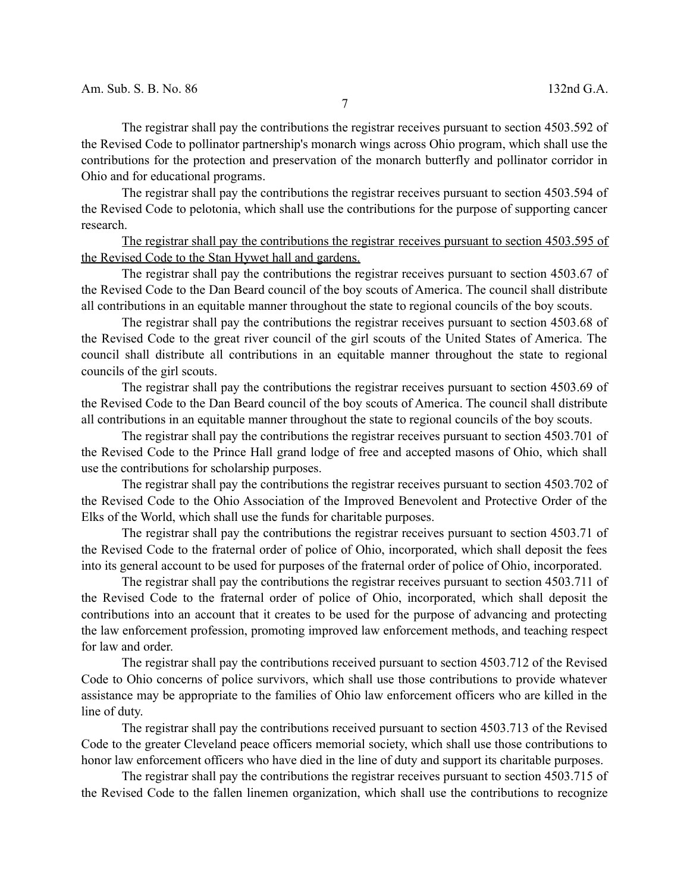The registrar shall pay the contributions the registrar receives pursuant to section 4503.592 of the Revised Code to pollinator partnership's monarch wings across Ohio program, which shall use the contributions for the protection and preservation of the monarch butterfly and pollinator corridor in Ohio and for educational programs.

The registrar shall pay the contributions the registrar receives pursuant to section 4503.594 of the Revised Code to pelotonia, which shall use the contributions for the purpose of supporting cancer research.

<u>The registrar shall pay the contributions the registrar receives pursuant to section 4503.595 of the Revised Code to the Stan Hywet hall and gardens.</u>

The registrar shall pay the contributions the registrar receives pursuant to section 4503.67 of the Revised Code to the Dan Beard council of the boy scouts of America. The council shall distribute all contributions in an equitable manner throughout the state to regional councils of the boy scouts.

The registrar shall pay the contributions the registrar receives pursuant to section 4503.68 of the Revised Code to the great river council of the girl scouts of the United States of America. The council shall distribute all contributions in an equitable manner throughout the state to regional councils of the girl scouts.

The registrar shall pay the contributions the registrar receives pursuant to section 4503.69 of the Revised Code to the Dan Beard council of the boy scouts of America. The council shall distribute all contributions in an equitable manner throughout the state to regional councils of the boy scouts.

The registrar shall pay the contributions the registrar receives pursuant to section 4503.701 of the Revised Code to the Prince Hall grand lodge of free and accepted masons of Ohio, which shall use the contributions for scholarship purposes.

The registrar shall pay the contributions the registrar receives pursuant to section 4503.702 of the Revised Code to the Ohio Association of the Improved Benevolent and Protective Order of the Elks of the World, which shall use the funds for charitable purposes.

The registrar shall pay the contributions the registrar receives pursuant to section 4503.71 of the Revised Code to the fraternal order of police of Ohio, incorporated, which shall deposit the fees into its general account to be used for purposes of the fraternal order of police of Ohio, incorporated.

The registrar shall pay the contributions the registrar receives pursuant to section 4503.711 of the Revised Code to the fraternal order of police of Ohio, incorporated, which shall deposit the contributions into an account that it creates to be used for the purpose of advancing and protecting the law enforcement profession, promoting improved law enforcement methods, and teaching respect for law and order.

The registrar shall pay the contributions received pursuant to section 4503.712 of the Revised Code to Ohio concerns of police survivors, which shall use those contributions to provide whatever assistance may be appropriate to the families of Ohio law enforcement officers who are killed in the line of duty.

The registrar shall pay the contributions received pursuant to section 4503.713 of the Revised Code to the greater Cleveland peace officers memorial society, which shall use those contributions to honor law enforcement officers who have died in the line of duty and support its charitable purposes.

The registrar shall pay the contributions the registrar receives pursuant to section 4503.715 of the Revised Code to the fallen linemen organization, which shall use the contributions to recognize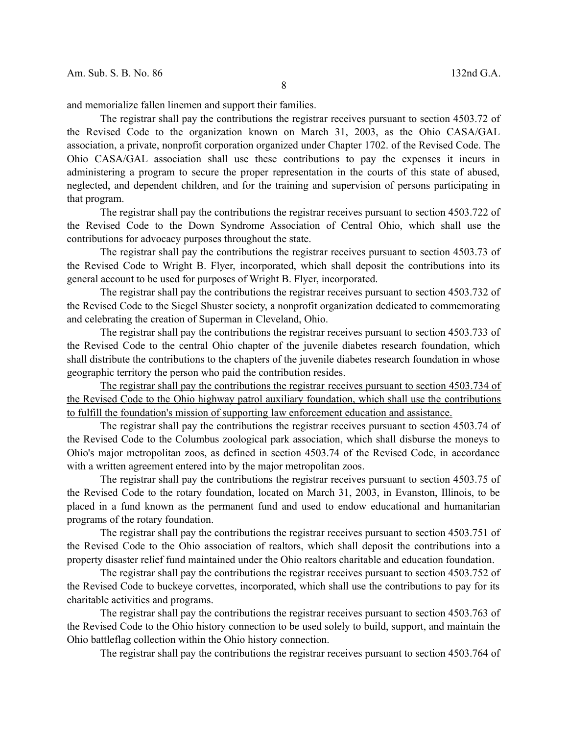and memorialize fallen linemen and support their families.

The registrar shall pay the contributions the registrar receives pursuant to section 4503.72 of the Revised Code to the organization known on March 31, 2003, as the Ohio CASA/GAL association, a private, nonprofit corporation organized under Chapter 1702. of the Revised Code. The Ohio CASA/GAL association shall use these contributions to pay the expenses it incurs in administering a program to secure the proper representation in the courts of this state of abused, neglected, and dependent children, and for the training and supervision of persons participating in that program.

The registrar shall pay the contributions the registrar receives pursuant to section 4503.722 of the Revised Code to the Down Syndrome Association of Central Ohio, which shall use the contributions for advocacy purposes throughout the state.

The registrar shall pay the contributions the registrar receives pursuant to section 4503.73 of the Revised Code to Wright B. Flyer, incorporated, which shall deposit the contributions into its general account to be used for purposes of Wright B. Flyer, incorporated.

The registrar shall pay the contributions the registrar receives pursuant to section 4503.732 of the Revised Code to the Siegel Shuster society, a nonprofit organization dedicated to commemorating and celebrating the creation of Superman in Cleveland, Ohio.

The registrar shall pay the contributions the registrar receives pursuant to section 4503.733 of the Revised Code to the central Ohio chapter of the juvenile diabetes research foundation, which shall distribute the contributions to the chapters of the juvenile diabetes research foundation in whose geographic territory the person who paid the contribution resides.

<u>The registrar shall pay the contributions the registrar receives pursuant to section 4503.734 of the Revised Code to the Ohio highway patrol auxiliary foundation, which shall use the contributions to fulfill the foundation's mission of supporting law enforcement education and assistance.</u>

The registrar shall pay the contributions the registrar receives pursuant to section 4503.74 of the Revised Code to the Columbus zoological park association, which shall disburse the moneys to Ohio's major metropolitan zoos, as defined in section 4503.74 of the Revised Code, in accordance with a written agreement entered into by the major metropolitan zoos.

The registrar shall pay the contributions the registrar receives pursuant to section 4503.75 of the Revised Code to the rotary foundation, located on March 31, 2003, in Evanston, Illinois, to be placed in a fund known as the permanent fund and used to endow educational and humanitarian programs of the rotary foundation.

The registrar shall pay the contributions the registrar receives pursuant to section 4503.751 of the Revised Code to the Ohio association of realtors, which shall deposit the contributions into a property disaster relief fund maintained under the Ohio realtors charitable and education foundation.

The registrar shall pay the contributions the registrar receives pursuant to section 4503.752 of the Revised Code to buckeye corvettes, incorporated, which shall use the contributions to pay for its charitable activities and programs.

The registrar shall pay the contributions the registrar receives pursuant to section 4503.763 of the Revised Code to the Ohio history connection to be used solely to build, support, and maintain the Ohio battleflag collection within the Ohio history connection.

The registrar shall pay the contributions the registrar receives pursuant to section 4503.764 of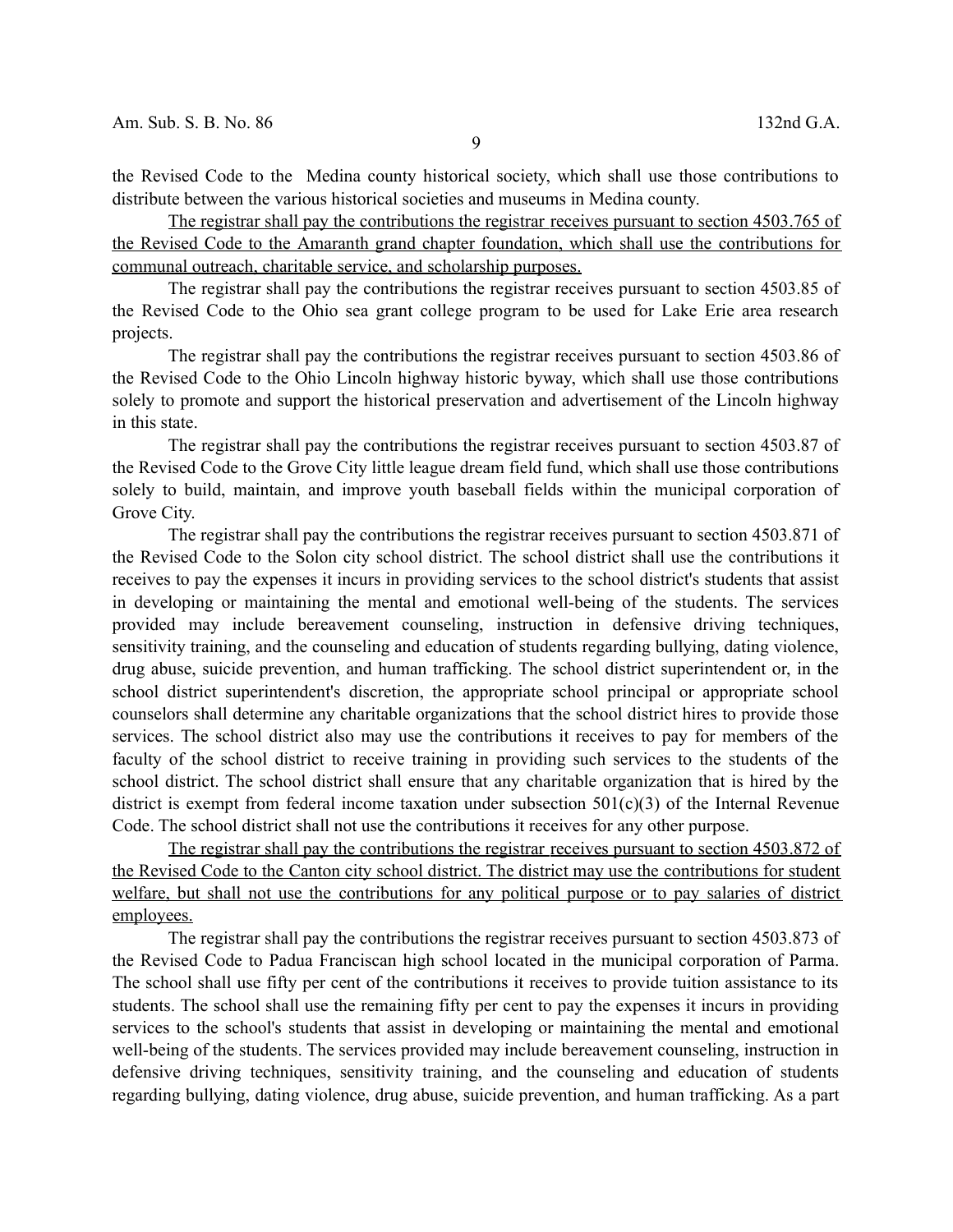the Revised Code to the Medina county historical society, which shall use those contributions to distribute between the various historical societies and museums in Medina county.

<u>The registrar shall pay the contributions the registrar receives pursuant to section 4503.765 of the Revised Code to the Amaranth grand chapter foundation, which shall use the contributions for communal outreach, charitable service, and scholarship purposes.</u>

The registrar shall pay the contributions the registrar receives pursuant to section 4503.85 of the Revised Code to the Ohio sea grant college program to be used for Lake Erie area research projects.

The registrar shall pay the contributions the registrar receives pursuant to section 4503.86 of the Revised Code to the Ohio Lincoln highway historic byway, which shall use those contributions solely to promote and support the historical preservation and advertisement of the Lincoln highway in this state.

The registrar shall pay the contributions the registrar receives pursuant to section 4503.87 of the Revised Code to the Grove City little league dream field fund, which shall use those contributions solely to build, maintain, and improve youth baseball fields within the municipal corporation of Grove City.

The registrar shall pay the contributions the registrar receives pursuant to section 4503.871 of the Revised Code to the Solon city school district. The school district shall use the contributions it receives to pay the expenses it incurs in providing services to the school district's students that assist in developing or maintaining the mental and emotional well-being of the students. The services provided may include bereavement counseling, instruction in defensive driving techniques, sensitivity training, and the counseling and education of students regarding bullying, dating violence, drug abuse, suicide prevention, and human trafficking. The school district superintendent or, in the school district superintendent's discretion, the appropriate school principal or appropriate school counselors shall determine any charitable organizations that the school district hires to provide those services. The school district also may use the contributions it receives to pay for members of the faculty of the school district to receive training in providing such services to the students of the school district. The school district shall ensure that any charitable organization that is hired by the district is exempt from federal income taxation under subsection 501(c)(3) of the Internal Revenue Code. The school district shall not use the contributions it receives for any other purpose.

<u>The registrar shall pay the contributions the registrar receives pursuant to section 4503.872 of the Revised Code to the Canton city school district. The district may use the contributions for student welfare, but shall not use the contributions for any political purpose or to pay salaries of district employees.</u>

The registrar shall pay the contributions the registrar receives pursuant to section 4503.873 of the Revised Code to Padua Franciscan high school located in the municipal corporation of Parma. The school shall use fifty per cent of the contributions it receives to provide tuition assistance to its students. The school shall use the remaining fifty per cent to pay the expenses it incurs in providing services to the school's students that assist in developing or maintaining the mental and emotional well-being of the students. The services provided may include bereavement counseling, instruction in defensive driving techniques, sensitivity training, and the counseling and education of students regarding bullying, dating violence, drug abuse, suicide prevention, and human trafficking. As a part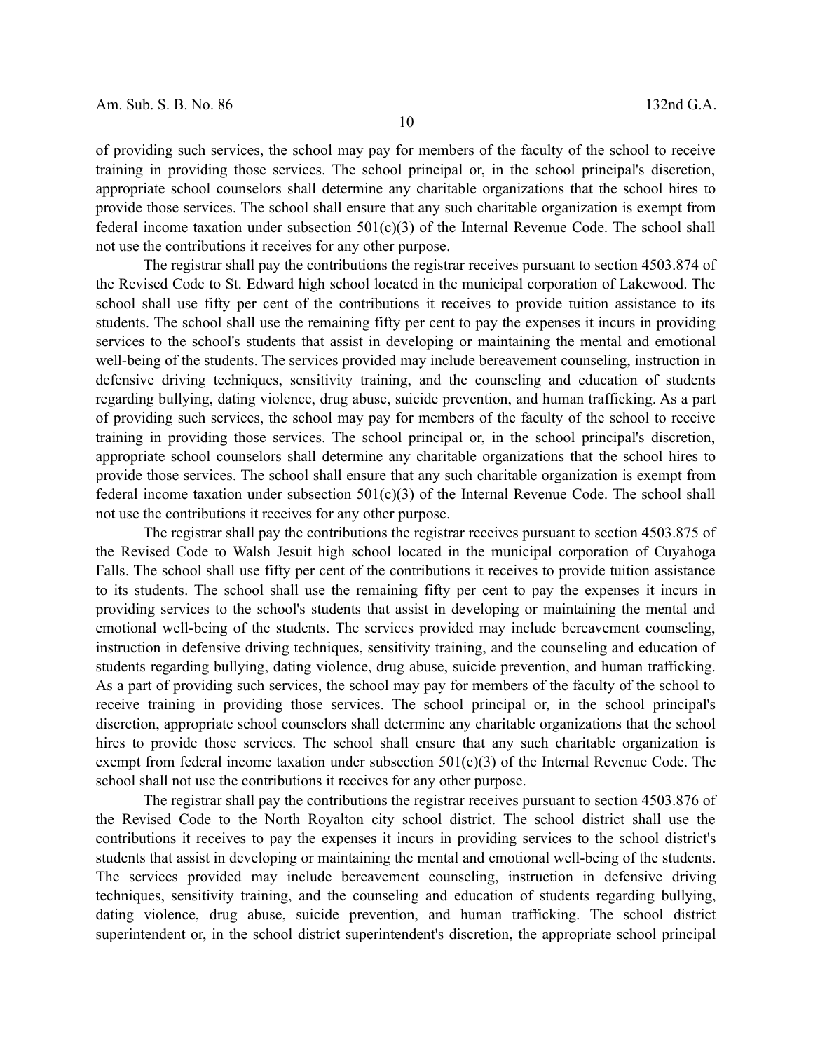of providing such services, the school may pay for members of the faculty of the school to receive training in providing those services. The school principal or, in the school principal's discretion, appropriate school counselors shall determine any charitable organizations that the school hires to provide those services. The school shall ensure that any such charitable organization is exempt from federal income taxation under subsection 501(c)(3) of the Internal Revenue Code. The school shall not use the contributions it receives for any other purpose.

The registrar shall pay the contributions the registrar receives pursuant to section 4503.874 of the Revised Code to St. Edward high school located in the municipal corporation of Lakewood. The school shall use fifty per cent of the contributions it receives to provide tuition assistance to its students. The school shall use the remaining fifty per cent to pay the expenses it incurs in providing services to the school's students that assist in developing or maintaining the mental and emotional well-being of the students. The services provided may include bereavement counseling, instruction in defensive driving techniques, sensitivity training, and the counseling and education of students regarding bullying, dating violence, drug abuse, suicide prevention, and human trafficking. As a part of providing such services, the school may pay for members of the faculty of the school to receive training in providing those services. The school principal or, in the school principal's discretion, appropriate school counselors shall determine any charitable organizations that the school hires to provide those services. The school shall ensure that any such charitable organization is exempt from federal income taxation under subsection 501(c)(3) of the Internal Revenue Code. The school shall not use the contributions it receives for any other purpose.

The registrar shall pay the contributions the registrar receives pursuant to section 4503.875 of the Revised Code to Walsh Jesuit high school located in the municipal corporation of Cuyahoga Falls. The school shall use fifty per cent of the contributions it receives to provide tuition assistance to its students. The school shall use the remaining fifty per cent to pay the expenses it incurs in providing services to the school's students that assist in developing or maintaining the mental and emotional well-being of the students. The services provided may include bereavement counseling, instruction in defensive driving techniques, sensitivity training, and the counseling and education of students regarding bullying, dating violence, drug abuse, suicide prevention, and human trafficking. As a part of providing such services, the school may pay for members of the faculty of the school to receive training in providing those services. The school principal or, in the school principal's discretion, appropriate school counselors shall determine any charitable organizations that the school hires to provide those services. The school shall ensure that any such charitable organization is exempt from federal income taxation under subsection 501(c)(3) of the Internal Revenue Code. The school shall not use the contributions it receives for any other purpose.

The registrar shall pay the contributions the registrar receives pursuant to section 4503.876 of the Revised Code to the North Royalton city school district. The school district shall use the contributions it receives to pay the expenses it incurs in providing services to the school district's students that assist in developing or maintaining the mental and emotional well-being of the students. The services provided may include bereavement counseling, instruction in defensive driving techniques, sensitivity training, and the counseling and education of students regarding bullying, dating violence, drug abuse, suicide prevention, and human trafficking. The school district superintendent or, in the school district superintendent's discretion, the appropriate school principal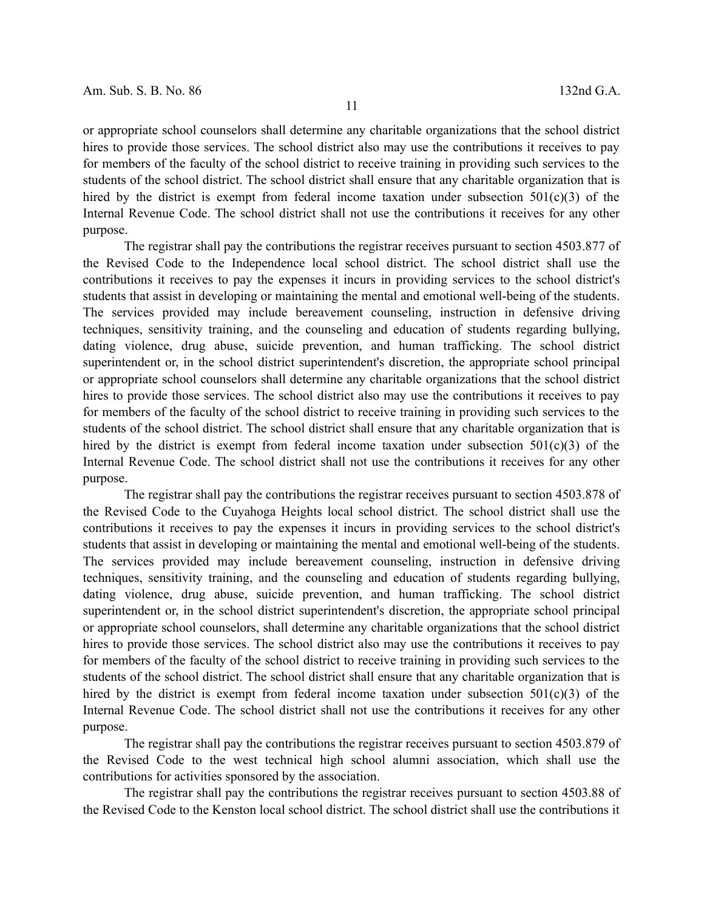or appropriate school counselors shall determine any charitable organizations that the school district hires to provide those services. The school district also may use the contributions it receives to pay for members of the faculty of the school district to receive training in providing such services to the students of the school district. The school district shall ensure that any charitable organization that is hired by the district is exempt from federal income taxation under subsection 501(c)(3) of the Internal Revenue Code. The school district shall not use the contributions it receives for any other purpose.

The registrar shall pay the contributions the registrar receives pursuant to section 4503.877 of the Revised Code to the Independence local school district. The school district shall use the contributions it receives to pay the expenses it incurs in providing services to the school district's students that assist in developing or maintaining the mental and emotional well-being of the students. The services provided may include bereavement counseling, instruction in defensive driving techniques, sensitivity training, and the counseling and education of students regarding bullying, dating violence, drug abuse, suicide prevention, and human trafficking. The school district superintendent or, in the school district superintendent's discretion, the appropriate school principal or appropriate school counselors shall determine any charitable organizations that the school district hires to provide those services. The school district also may use the contributions it receives to pay for members of the faculty of the school district to receive training in providing such services to the students of the school district. The school district shall ensure that any charitable organization that is hired by the district is exempt from federal income taxation under subsection 501(c)(3) of the Internal Revenue Code. The school district shall not use the contributions it receives for any other purpose.

The registrar shall pay the contributions the registrar receives pursuant to section 4503.878 of the Revised Code to the Cuyahoga Heights local school district. The school district shall use the contributions it receives to pay the expenses it incurs in providing services to the school district's students that assist in developing or maintaining the mental and emotional well-being of the students. The services provided may include bereavement counseling, instruction in defensive driving techniques, sensitivity training, and the counseling and education of students regarding bullying, dating violence, drug abuse, suicide prevention, and human trafficking. The school district superintendent or, in the school district superintendent's discretion, the appropriate school principal or appropriate school counselors, shall determine any charitable organizations that the school district hires to provide those services. The school district also may use the contributions it receives to pay for members of the faculty of the school district to receive training in providing such services to the students of the school district. The school district shall ensure that any charitable organization that is hired by the district is exempt from federal income taxation under subsection 501(c)(3) of the Internal Revenue Code. The school district shall not use the contributions it receives for any other purpose.

The registrar shall pay the contributions the registrar receives pursuant to section 4503.879 of the Revised Code to the west technical high school alumni association, which shall use the contributions for activities sponsored by the association.

The registrar shall pay the contributions the registrar receives pursuant to section 4503.88 of the Revised Code to the Kenston local school district. The school district shall use the contributions it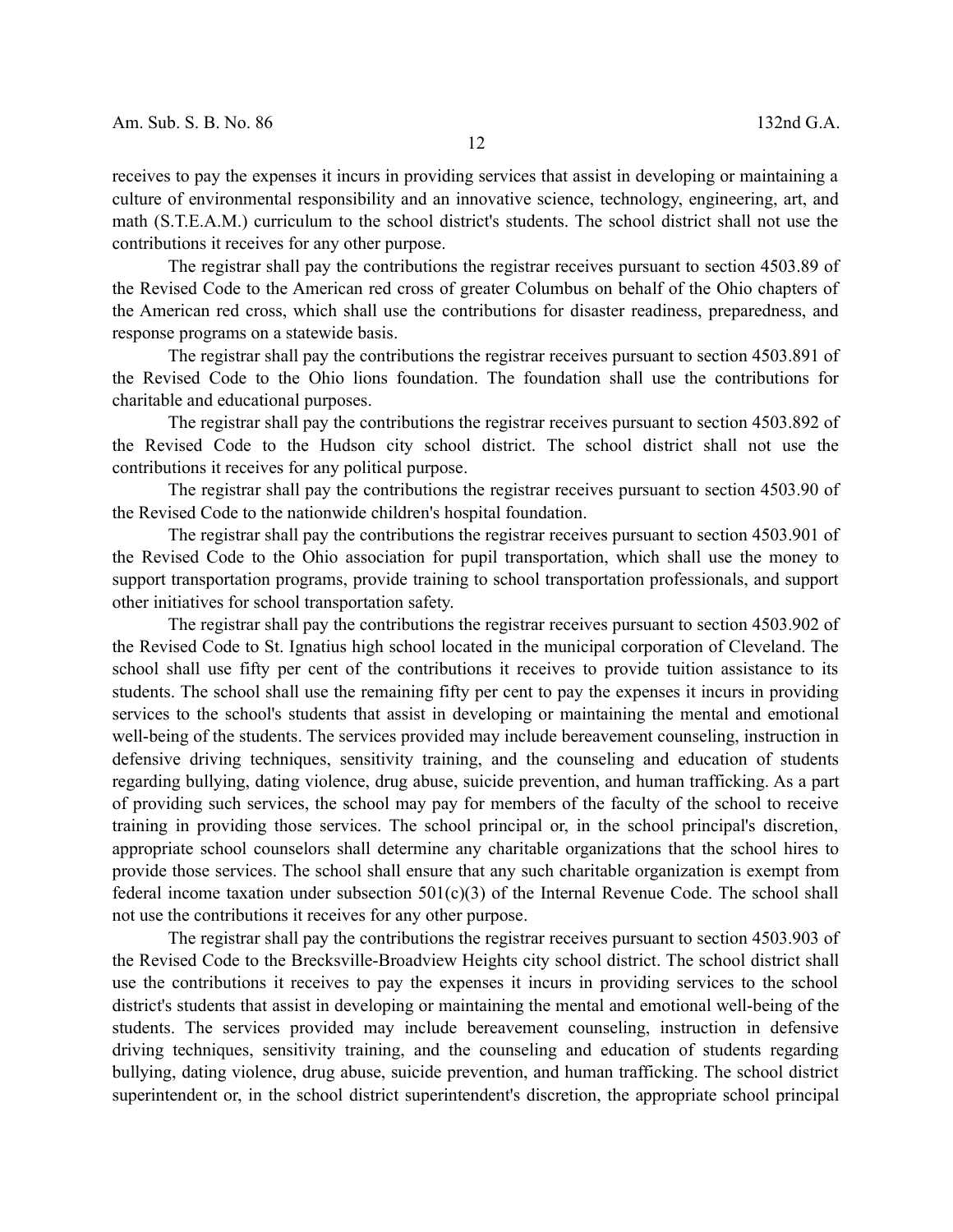receives to pay the expenses it incurs in providing services that assist in developing or maintaining a culture of environmental responsibility and an innovative science, technology, engineering, art, and math (S.T.E.A.M.) curriculum to the school district's students. The school district shall not use the contributions it receives for any other purpose.

The registrar shall pay the contributions the registrar receives pursuant to section 4503.89 of the Revised Code to the American red cross of greater Columbus on behalf of the Ohio chapters of the American red cross, which shall use the contributions for disaster readiness, preparedness, and response programs on a statewide basis.

The registrar shall pay the contributions the registrar receives pursuant to section 4503.891 of the Revised Code to the Ohio lions foundation. The foundation shall use the contributions for charitable and educational purposes.

The registrar shall pay the contributions the registrar receives pursuant to section 4503.892 of the Revised Code to the Hudson city school district. The school district shall not use the contributions it receives for any political purpose.

The registrar shall pay the contributions the registrar receives pursuant to section 4503.90 of the Revised Code to the nationwide children's hospital foundation.

The registrar shall pay the contributions the registrar receives pursuant to section 4503.901 of the Revised Code to the Ohio association for pupil transportation, which shall use the money to support transportation programs, provide training to school transportation professionals, and support other initiatives for school transportation safety.

The registrar shall pay the contributions the registrar receives pursuant to section 4503.902 of the Revised Code to St. Ignatius high school located in the municipal corporation of Cleveland. The school shall use fifty per cent of the contributions it receives to provide tuition assistance to its students. The school shall use the remaining fifty per cent to pay the expenses it incurs in providing services to the school's students that assist in developing or maintaining the mental and emotional well-being of the students. The services provided may include bereavement counseling, instruction in defensive driving techniques, sensitivity training, and the counseling and education of students regarding bullying, dating violence, drug abuse, suicide prevention, and human trafficking. As a part of providing such services, the school may pay for members of the faculty of the school to receive training in providing those services. The school principal or, in the school principal's discretion, appropriate school counselors shall determine any charitable organizations that the school hires to provide those services. The school shall ensure that any such charitable organization is exempt from federal income taxation under subsection 501(c)(3) of the Internal Revenue Code. The school shall not use the contributions it receives for any other purpose.

The registrar shall pay the contributions the registrar receives pursuant to section 4503.903 of the Revised Code to the Brecksville-Broadview Heights city school district. The school district shall use the contributions it receives to pay the expenses it incurs in providing services to the school district's students that assist in developing or maintaining the mental and emotional well-being of the students. The services provided may include bereavement counseling, instruction in defensive driving techniques, sensitivity training, and the counseling and education of students regarding bullying, dating violence, drug abuse, suicide prevention, and human trafficking. The school district superintendent or, in the school district superintendent's discretion, the appropriate school principal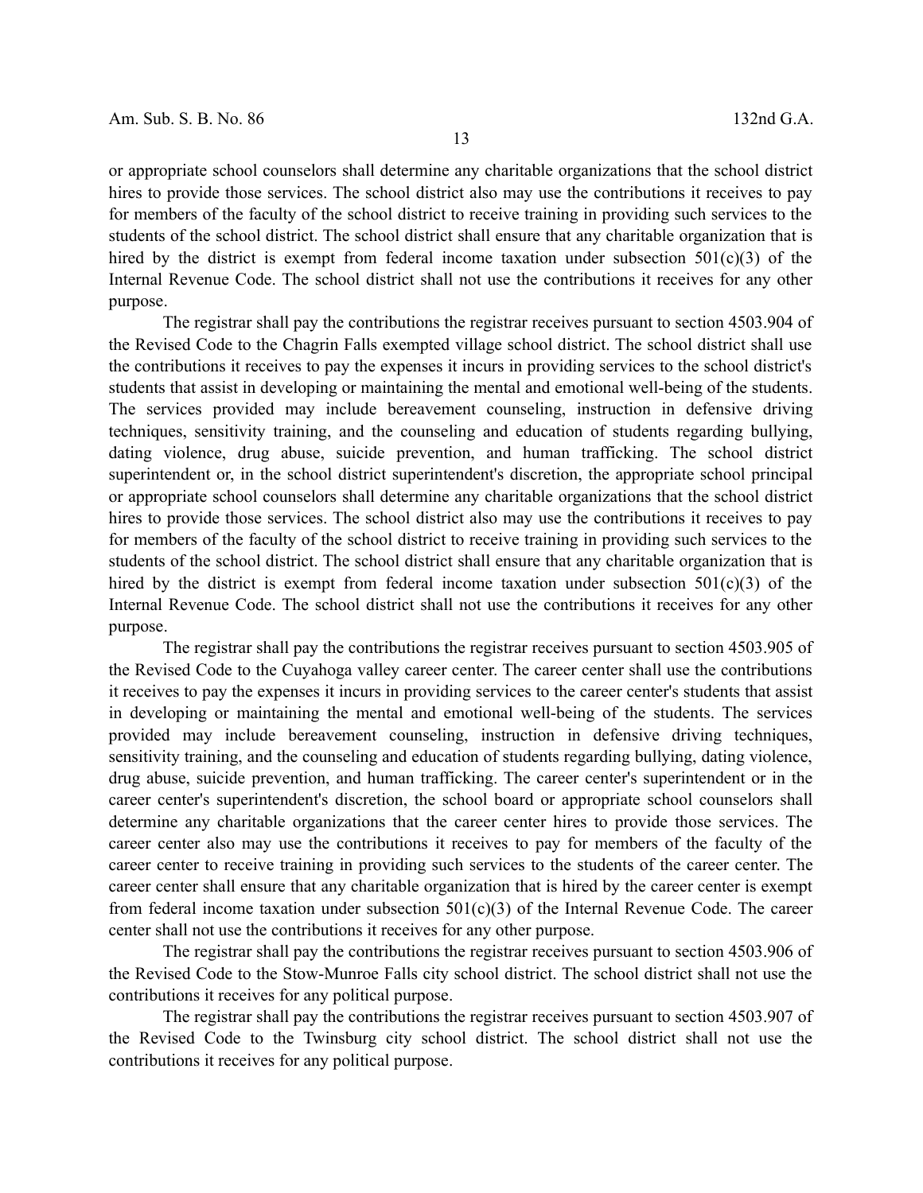or appropriate school counselors shall determine any charitable organizations that the school district hires to provide those services. The school district also may use the contributions it receives to pay for members of the faculty of the school district to receive training in providing such services to the students of the school district. The school district shall ensure that any charitable organization that is hired by the district is exempt from federal income taxation under subsection 501(c)(3) of the Internal Revenue Code. The school district shall not use the contributions it receives for any other purpose.

The registrar shall pay the contributions the registrar receives pursuant to section 4503.904 of the Revised Code to the Chagrin Falls exempted village school district. The school district shall use the contributions it receives to pay the expenses it incurs in providing services to the school district's students that assist in developing or maintaining the mental and emotional well-being of the students. The services provided may include bereavement counseling, instruction in defensive driving techniques, sensitivity training, and the counseling and education of students regarding bullying, dating violence, drug abuse, suicide prevention, and human trafficking. The school district superintendent or, in the school district superintendent's discretion, the appropriate school principal or appropriate school counselors shall determine any charitable organizations that the school district hires to provide those services. The school district also may use the contributions it receives to pay for members of the faculty of the school district to receive training in providing such services to the students of the school district. The school district shall ensure that any charitable organization that is hired by the district is exempt from federal income taxation under subsection 501(c)(3) of the Internal Revenue Code. The school district shall not use the contributions it receives for any other purpose.

The registrar shall pay the contributions the registrar receives pursuant to section 4503.905 of the Revised Code to the Cuyahoga valley career center. The career center shall use the contributions it receives to pay the expenses it incurs in providing services to the career center's students that assist in developing or maintaining the mental and emotional well-being of the students. The services provided may include bereavement counseling, instruction in defensive driving techniques, sensitivity training, and the counseling and education of students regarding bullying, dating violence, drug abuse, suicide prevention, and human trafficking. The career center's superintendent or in the career center's superintendent's discretion, the school board or appropriate school counselors shall determine any charitable organizations that the career center hires to provide those services. The career center also may use the contributions it receives to pay for members of the faculty of the career center to receive training in providing such services to the students of the career center. The career center shall ensure that any charitable organization that is hired by the career center is exempt from federal income taxation under subsection 501(c)(3) of the Internal Revenue Code. The career center shall not use the contributions it receives for any other purpose.

The registrar shall pay the contributions the registrar receives pursuant to section 4503.906 of the Revised Code to the Stow-Munroe Falls city school district. The school district shall not use the contributions it receives for any political purpose.

The registrar shall pay the contributions the registrar receives pursuant to section 4503.907 of the Revised Code to the Twinsburg city school district. The school district shall not use the contributions it receives for any political purpose.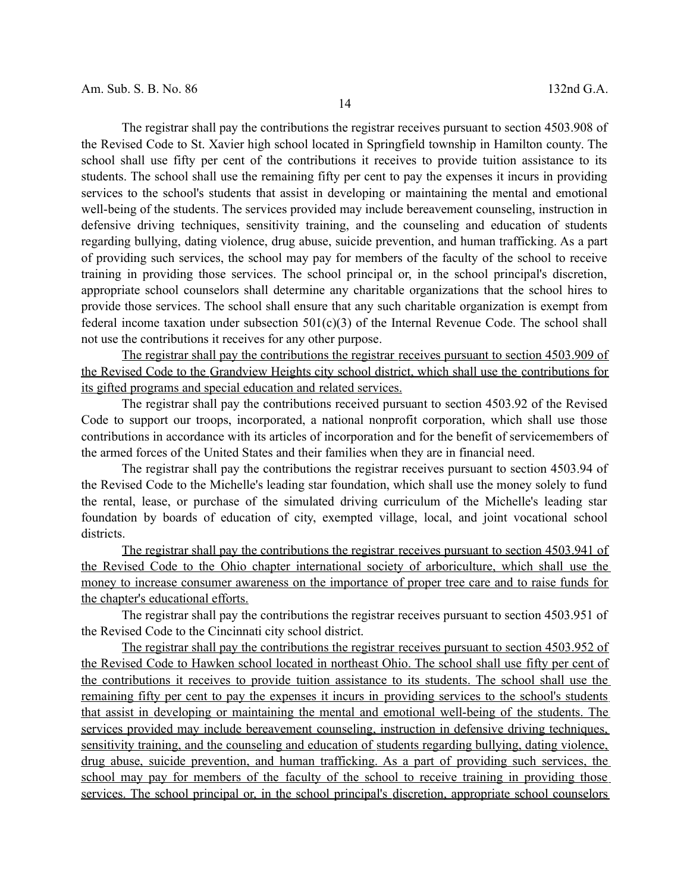The registrar shall pay the contributions the registrar receives pursuant to section 4503.908 of the Revised Code to St. Xavier high school located in Springfield township in Hamilton county. The school shall use fifty per cent of the contributions it receives to provide tuition assistance to its students. The school shall use the remaining fifty per cent to pay the expenses it incurs in providing services to the school's students that assist in developing or maintaining the mental and emotional well-being of the students. The services provided may include bereavement counseling, instruction in defensive driving techniques, sensitivity training, and the counseling and education of students regarding bullying, dating violence, drug abuse, suicide prevention, and human trafficking. As a part of providing such services, the school may pay for members of the faculty of the school to receive training in providing those services. The school principal or, in the school principal's discretion, appropriate school counselors shall determine any charitable organizations that the school hires to provide those services. The school shall ensure that any such charitable organization is exempt from federal income taxation under subsection 501(c)(3) of the Internal Revenue Code. The school shall not use the contributions it receives for any other purpose.

<u>The registrar shall pay the contributions the registrar receives pursuant to section 4503.909 of the Revised Code to the Grandview Heights city school district, which shall use the contributions for its gifted programs and special education and related services.</u>

The registrar shall pay the contributions received pursuant to section 4503.92 of the Revised Code to support our troops, incorporated, a national nonprofit corporation, which shall use those contributions in accordance with its articles of incorporation and for the benefit of servicemembers of the armed forces of the United States and their families when they are in financial need.

The registrar shall pay the contributions the registrar receives pursuant to section 4503.94 of the Revised Code to the Michelle's leading star foundation, which shall use the money solely to fund the rental, lease, or purchase of the simulated driving curriculum of the Michelle's leading star foundation by boards of education of city, exempted village, local, and joint vocational school districts.

<u>The registrar shall pay the contributions the registrar receives pursuant to section 4503.941 of the Revised Code to the Ohio chapter international society of arboriculture, which shall use the money to increase consumer awareness on the importance of proper tree care and to raise funds for the chapter's educational efforts.</u>

The registrar shall pay the contributions the registrar receives pursuant to section 4503.951 of the Revised Code to the Cincinnati city school district.

<u>The registrar shall pay the contributions the registrar receives pursuant to section 4503.952 of the Revised Code to Hawken school located in northeast Ohio. The school shall use fifty per cent of the contributions it receives to provide tuition assistance to its students. The school shall use the remaining fifty per cent to pay the expenses it incurs in providing services to the school's students that assist in developing or maintaining the mental and emotional well-being of the students. The services provided may include bereavement counseling, instruction in defensive driving techniques, sensitivity training, and the counseling and education of students regarding bullying, dating violence, drug abuse, suicide prevention, and human trafficking. As a part of providing such services, the school may pay for members of the faculty of the school to receive training in providing those services. The school principal or, in the school principal's discretion, appropriate school counselors</u>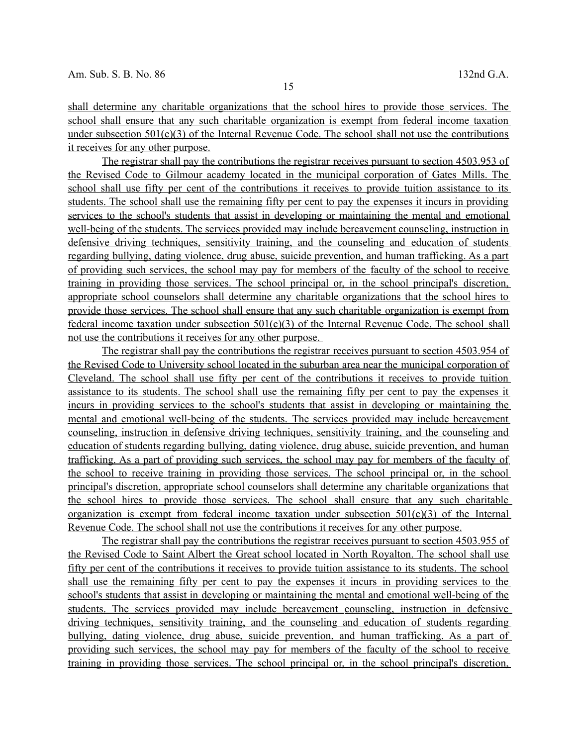shall determine any charitable organizations that the school hires to provide those services. The school shall ensure that any such charitable organization is exempt from federal income taxation under subsection 501(c)(3) of the Internal Revenue Code. The school shall not use the contributions it receives for any other purpose.

The registrar shall pay the contributions the registrar receives pursuant to section 4503.953 of the Revised Code to Gilmour academy located in the municipal corporation of Gates Mills. The school shall use fifty per cent of the contributions it receives to provide tuition assistance to its students. The school shall use the remaining fifty per cent to pay the expenses it incurs in providing services to the school's students that assist in developing or maintaining the mental and emotional well-being of the students. The services provided may include bereavement counseling, instruction in defensive driving techniques, sensitivity training, and the counseling and education of students regarding bullying, dating violence, drug abuse, suicide prevention, and human trafficking. As a part of providing such services, the school may pay for members of the faculty of the school to receive training in providing those services. The school principal or, in the school principal's discretion, appropriate school counselors shall determine any charitable organizations that the school hires to provide those services. The school shall ensure that any such charitable organization is exempt from federal income taxation under subsection 501(c)(3) of the Internal Revenue Code. The school shall not use the contributions it receives for any other purpose.

The registrar shall pay the contributions the registrar receives pursuant to section 4503.954 of the Revised Code to University school located in the suburban area near the municipal corporation of Cleveland. The school shall use fifty per cent of the contributions it receives to provide tuition assistance to its students. The school shall use the remaining fifty per cent to pay the expenses it incurs in providing services to the school's students that assist in developing or maintaining the mental and emotional well-being of the students. The services provided may include bereavement counseling, instruction in defensive driving techniques, sensitivity training, and the counseling and education of students regarding bullying, dating violence, drug abuse, suicide prevention, and human trafficking. As a part of providing such services, the school may pay for members of the faculty of the school to receive training in providing those services. The school principal or, in the school principal's discretion, appropriate school counselors shall determine any charitable organizations that the school hires to provide those services. The school shall ensure that any such charitable organization is exempt from federal income taxation under subsection 501(c)(3) of the Internal Revenue Code. The school shall not use the contributions it receives for any other purpose.

The registrar shall pay the contributions the registrar receives pursuant to section 4503.955 of the Revised Code to Saint Albert the Great school located in North Royalton. The school shall use fifty per cent of the contributions it receives to provide tuition assistance to its students. The school shall use the remaining fifty per cent to pay the expenses it incurs in providing services to the school's students that assist in developing or maintaining the mental and emotional well-being of the students. The services provided may include bereavement counseling, instruction in defensive driving techniques, sensitivity training, and the counseling and education of students regarding bullying, dating violence, drug abuse, suicide prevention, and human trafficking. As a part of providing such services, the school may pay for members of the faculty of the school to receive training in providing those services. The school principal or, in the school principal's discretion,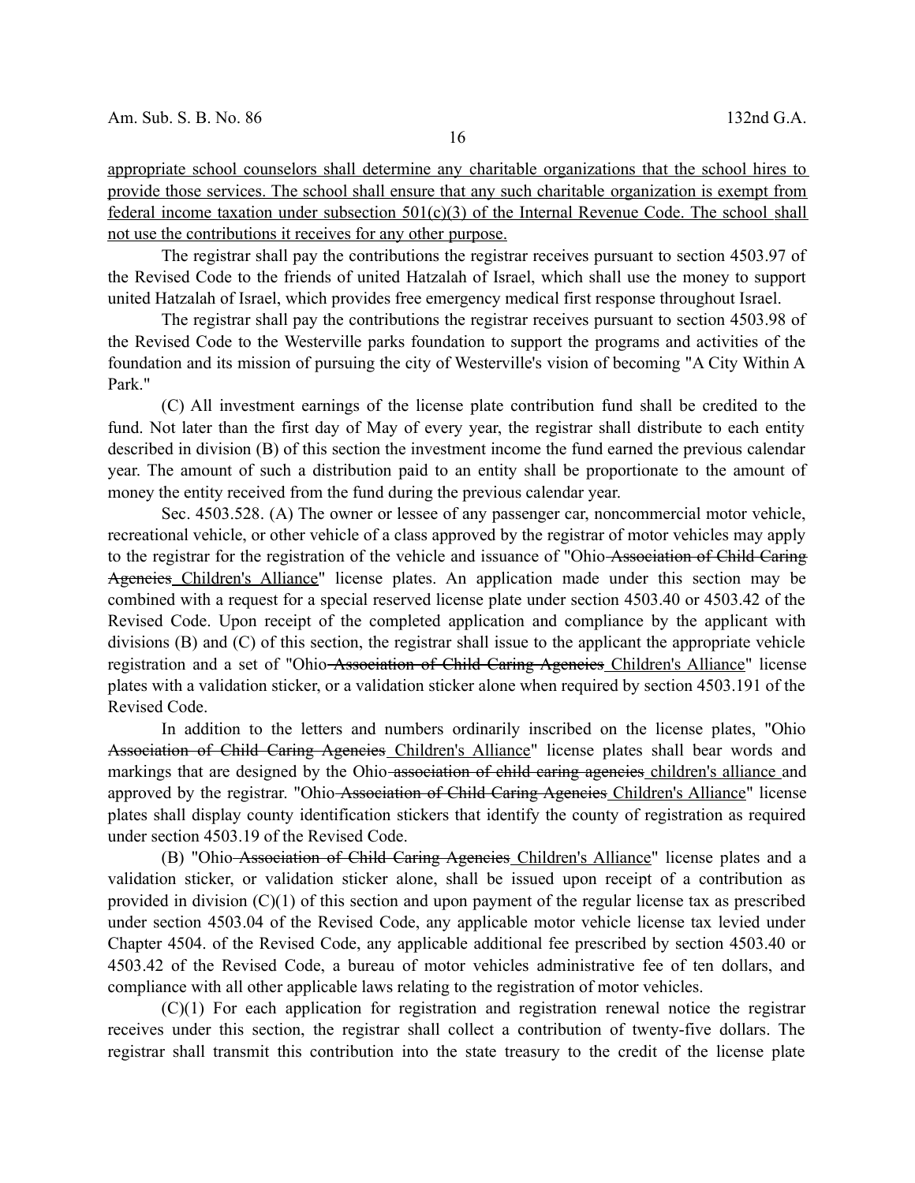appropriate school counselors shall determine any charitable organizations that the school hires to provide those services. The school shall ensure that any such charitable organization is exempt from federal income taxation under subsection 501(c)(3) of the Internal Revenue Code. The school shall not use the contributions it receives for any other purpose.

The registrar shall pay the contributions the registrar receives pursuant to section 4503.97 of the Revised Code to the friends of united Hatzalah of Israel, which shall use the money to support united Hatzalah of Israel, which provides free emergency medical first response throughout Israel.

The registrar shall pay the contributions the registrar receives pursuant to section 4503.98 of the Revised Code to the Westerville parks foundation to support the programs and activities of the foundation and its mission of pursuing the city of Westerville's vision of becoming "A City Within A Park."

(C) All investment earnings of the license plate contribution fund shall be credited to the fund. Not later than the first day of May of every year, the registrar shall distribute to each entity described in division (B) of this section the investment income the fund earned the previous calendar year. The amount of such a distribution paid to an entity shall be proportionate to the amount of money the entity received from the fund during the previous calendar year.

Sec. 4503.528. (A) The owner or lessee of any passenger car, noncommercial motor vehicle, recreational vehicle, or other vehicle of a class approved by the registrar of motor vehicles may apply to the registrar for the registration of the vehicle and issuance of "Ohio ~~Association of Child Caring Agencies~~ Children's Alliance" license plates. An application made under this section may be combined with a request for a special reserved license plate under section 4503.40 or 4503.42 of the Revised Code. Upon receipt of the completed application and compliance by the applicant with divisions (B) and (C) of this section, the registrar shall issue to the applicant the appropriate vehicle registration and a set of "Ohio ~~Association of Child Caring Agencies~~ Children's Alliance" license plates with a validation sticker, or a validation sticker alone when required by section 4503.191 of the Revised Code.

In addition to the letters and numbers ordinarily inscribed on the license plates, "Ohio ~~Association of Child Caring Agencies~~ Children's Alliance" license plates shall bear words and markings that are designed by the Ohio ~~association of child caring agencies~~ children's alliance and approved by the registrar. "Ohio ~~Association of Child Caring Agencies~~ Children's Alliance" license plates shall display county identification stickers that identify the county of registration as required under section 4503.19 of the Revised Code.

(B) "Ohio ~~Association of Child Caring Agencies~~ Children's Alliance" license plates and a validation sticker, or validation sticker alone, shall be issued upon receipt of a contribution as provided in division (C)(1) of this section and upon payment of the regular license tax as prescribed under section 4503.04 of the Revised Code, any applicable motor vehicle license tax levied under Chapter 4504. of the Revised Code, any applicable additional fee prescribed by section 4503.40 or 4503.42 of the Revised Code, a bureau of motor vehicles administrative fee of ten dollars, and compliance with all other applicable laws relating to the registration of motor vehicles.

(C)(1) For each application for registration and registration renewal notice the registrar receives under this section, the registrar shall collect a contribution of twenty-five dollars. The registrar shall transmit this contribution into the state treasury to the credit of the license plate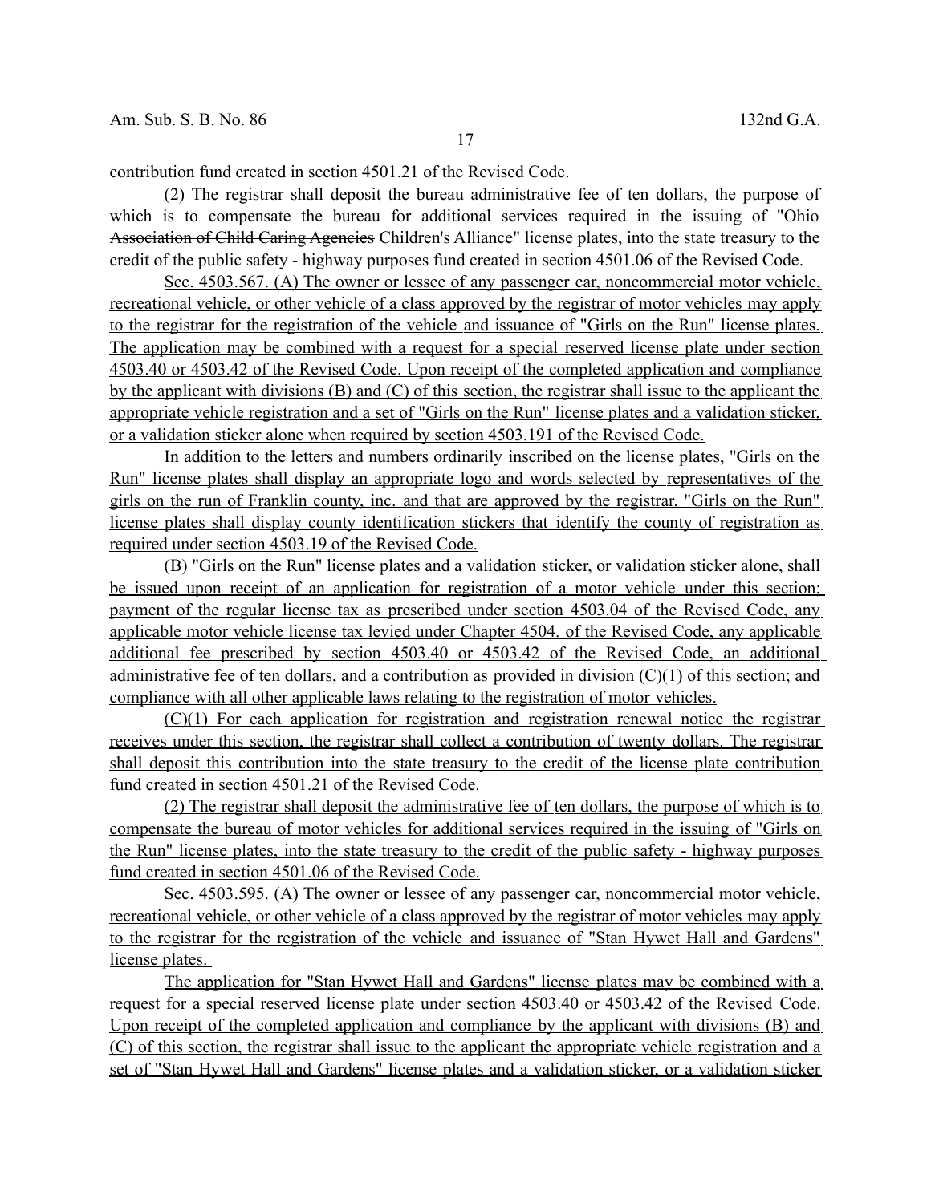contribution fund created in section 4501.21 of the Revised Code.

(2) The registrar shall deposit the bureau administrative fee of ten dollars, the purpose of which is to compensate the bureau for additional services required in the issuing of "Ohio ~~Association of Child Caring Agencies~~ Children's Alliance" license plates, into the state treasury to the credit of the public safety - highway purposes fund created in section 4501.06 of the Revised Code.

Sec. 4503.567. (A) The owner or lessee of any passenger car, noncommercial motor vehicle, recreational vehicle, or other vehicle of a class approved by the registrar of motor vehicles may apply to the registrar for the registration of the vehicle and issuance of "Girls on the Run" license plates. The application may be combined with a request for a special reserved license plate under section 4503.40 or 4503.42 of the Revised Code. Upon receipt of the completed application and compliance by the applicant with divisions (B) and (C) of this section, the registrar shall issue to the applicant the appropriate vehicle registration and a set of "Girls on the Run" license plates and a validation sticker, or a validation sticker alone when required by section 4503.191 of the Revised Code.

In addition to the letters and numbers ordinarily inscribed on the license plates, "Girls on the Run" license plates shall display an appropriate logo and words selected by representatives of the girls on the run of Franklin county, inc. and that are approved by the registrar. "Girls on the Run" license plates shall display county identification stickers that identify the county of registration as required under section 4503.19 of the Revised Code.

(B) "Girls on the Run" license plates and a validation sticker, or validation sticker alone, shall be issued upon receipt of an application for registration of a motor vehicle under this section; payment of the regular license tax as prescribed under section 4503.04 of the Revised Code, any applicable motor vehicle license tax levied under Chapter 4504. of the Revised Code, any applicable additional fee prescribed by section 4503.40 or 4503.42 of the Revised Code, an additional administrative fee of ten dollars, and a contribution as provided in division (C)(1) of this section; and compliance with all other applicable laws relating to the registration of motor vehicles.

(C)(1) For each application for registration and registration renewal notice the registrar receives under this section, the registrar shall collect a contribution of twenty dollars. The registrar shall deposit this contribution into the state treasury to the credit of the license plate contribution fund created in section 4501.21 of the Revised Code.

(2) The registrar shall deposit the administrative fee of ten dollars, the purpose of which is to compensate the bureau of motor vehicles for additional services required in the issuing of "Girls on the Run" license plates, into the state treasury to the credit of the public safety - highway purposes fund created in section 4501.06 of the Revised Code.

Sec. 4503.595. (A) The owner or lessee of any passenger car, noncommercial motor vehicle, recreational vehicle, or other vehicle of a class approved by the registrar of motor vehicles may apply to the registrar for the registration of the vehicle and issuance of "Stan Hywet Hall and Gardens" license plates.

The application for "Stan Hywet Hall and Gardens" license plates may be combined with a request for a special reserved license plate under section 4503.40 or 4503.42 of the Revised Code. Upon receipt of the completed application and compliance by the applicant with divisions (B) and (C) of this section, the registrar shall issue to the applicant the appropriate vehicle registration and a set of "Stan Hywet Hall and Gardens" license plates and a validation sticker, or a validation sticker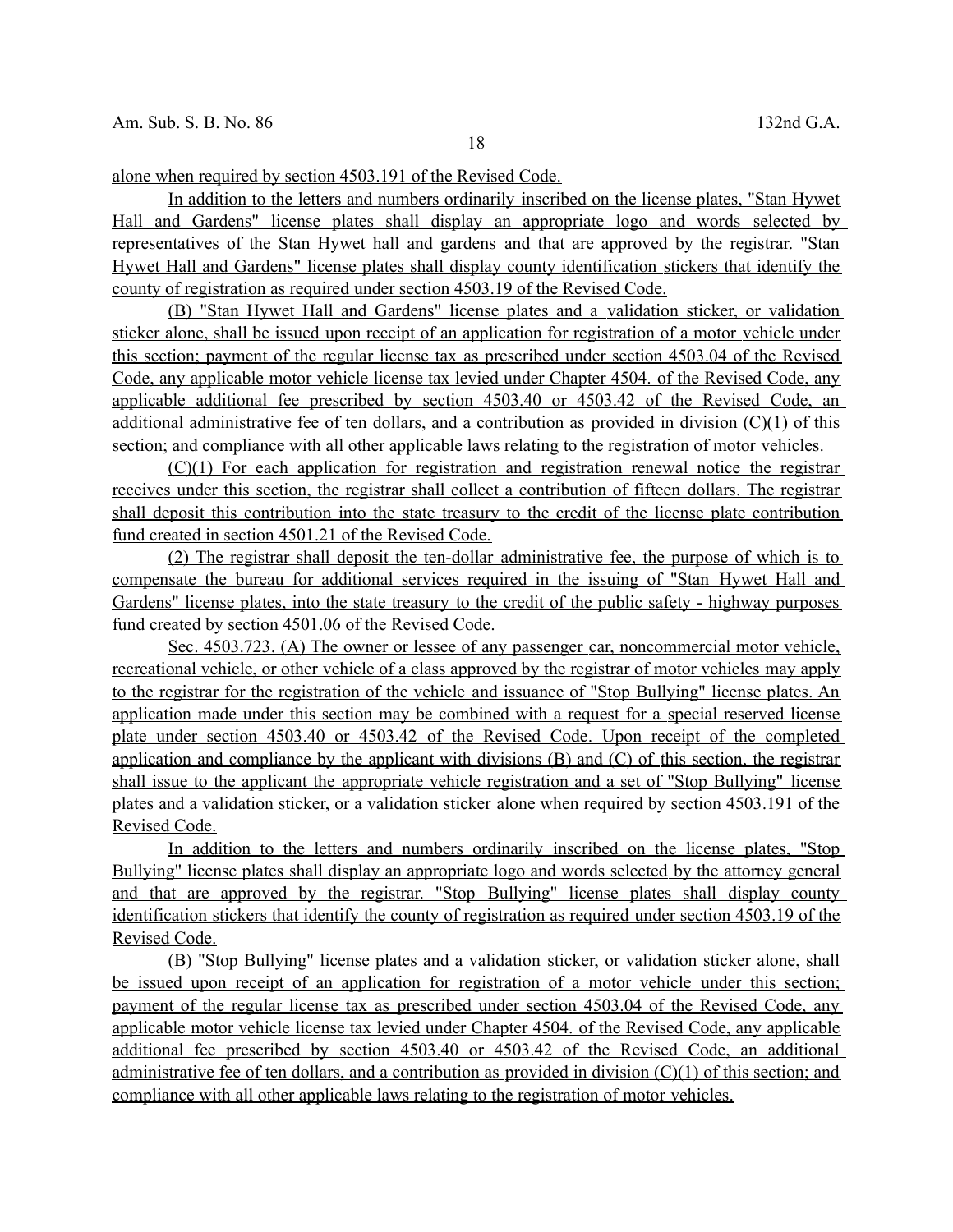alone when required by section 4503.191 of the Revised Code.

In addition to the letters and numbers ordinarily inscribed on the license plates, "Stan Hywet Hall and Gardens" license plates shall display an appropriate logo and words selected by representatives of the Stan Hywet hall and gardens and that are approved by the registrar. "Stan Hywet Hall and Gardens" license plates shall display county identification stickers that identify the county of registration as required under section 4503.19 of the Revised Code.

(B) "Stan Hywet Hall and Gardens" license plates and a validation sticker, or validation sticker alone, shall be issued upon receipt of an application for registration of a motor vehicle under this section; payment of the regular license tax as prescribed under section 4503.04 of the Revised Code, any applicable motor vehicle license tax levied under Chapter 4504. of the Revised Code, any applicable additional fee prescribed by section 4503.40 or 4503.42 of the Revised Code, an additional administrative fee of ten dollars, and a contribution as provided in division (C)(1) of this section; and compliance with all other applicable laws relating to the registration of motor vehicles.

(C)(1) For each application for registration and registration renewal notice the registrar receives under this section, the registrar shall collect a contribution of fifteen dollars. The registrar shall deposit this contribution into the state treasury to the credit of the license plate contribution fund created in section 4501.21 of the Revised Code.

(2) The registrar shall deposit the ten-dollar administrative fee, the purpose of which is to compensate the bureau for additional services required in the issuing of "Stan Hywet Hall and Gardens" license plates, into the state treasury to the credit of the public safety - highway purposes fund created by section 4501.06 of the Revised Code.

Sec. 4503.723. (A) The owner or lessee of any passenger car, noncommercial motor vehicle, recreational vehicle, or other vehicle of a class approved by the registrar of motor vehicles may apply to the registrar for the registration of the vehicle and issuance of "Stop Bullying" license plates. An application made under this section may be combined with a request for a special reserved license plate under section 4503.40 or 4503.42 of the Revised Code. Upon receipt of the completed application and compliance by the applicant with divisions (B) and (C) of this section, the registrar shall issue to the applicant the appropriate vehicle registration and a set of "Stop Bullying" license plates and a validation sticker, or a validation sticker alone when required by section 4503.191 of the Revised Code.

In addition to the letters and numbers ordinarily inscribed on the license plates, "Stop Bullying" license plates shall display an appropriate logo and words selected by the attorney general and that are approved by the registrar. "Stop Bullying" license plates shall display county identification stickers that identify the county of registration as required under section 4503.19 of the Revised Code.

(B) "Stop Bullying" license plates and a validation sticker, or validation sticker alone, shall be issued upon receipt of an application for registration of a motor vehicle under this section; payment of the regular license tax as prescribed under section 4503.04 of the Revised Code, any applicable motor vehicle license tax levied under Chapter 4504. of the Revised Code, any applicable additional fee prescribed by section 4503.40 or 4503.42 of the Revised Code, an additional administrative fee of ten dollars, and a contribution as provided in division (C)(1) of this section; and compliance with all other applicable laws relating to the registration of motor vehicles.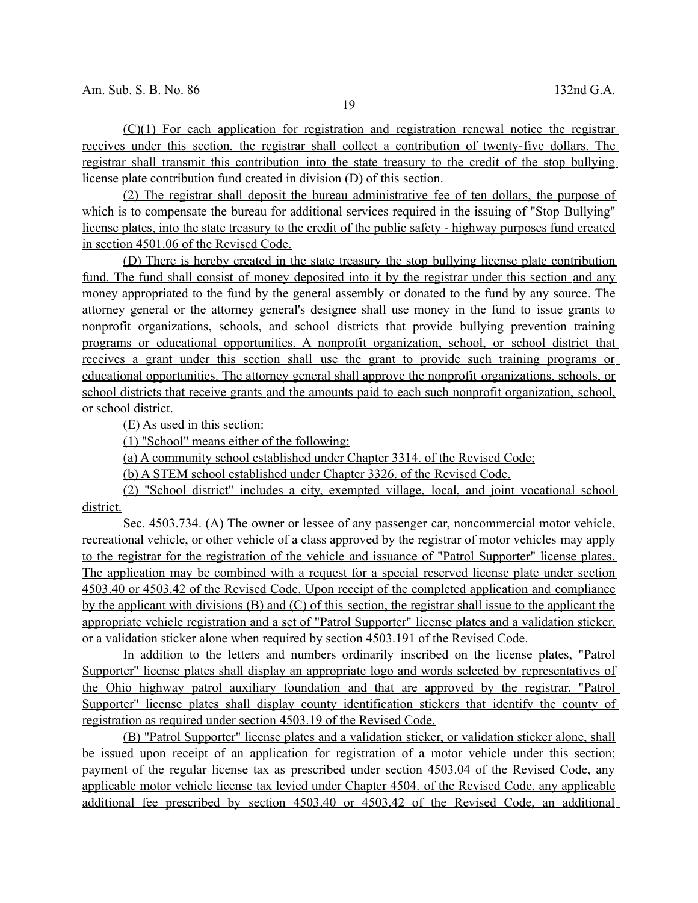(C)(1) For each application for registration and registration renewal notice the registrar receives under this section, the registrar shall collect a contribution of twenty-five dollars. The registrar shall transmit this contribution into the state treasury to the credit of the stop bullying license plate contribution fund created in division (D) of this section.

(2) The registrar shall deposit the bureau administrative fee of ten dollars, the purpose of which is to compensate the bureau for additional services required in the issuing of "Stop Bullying" license plates, into the state treasury to the credit of the public safety - highway purposes fund created in section 4501.06 of the Revised Code.

(D) There is hereby created in the state treasury the stop bullying license plate contribution fund. The fund shall consist of money deposited into it by the registrar under this section and any money appropriated to the fund by the general assembly or donated to the fund by any source. The attorney general or the attorney general's designee shall use money in the fund to issue grants to nonprofit organizations, schools, and school districts that provide bullying prevention training programs or educational opportunities. A nonprofit organization, school, or school district that receives a grant under this section shall use the grant to provide such training programs or educational opportunities. The attorney general shall approve the nonprofit organizations, schools, or school districts that receive grants and the amounts paid to each such nonprofit organization, school, or school district.

(E) As used in this section:

(1) "School" means either of the following:

(a) A community school established under Chapter 3314. of the Revised Code;

(b) A STEM school established under Chapter 3326. of the Revised Code.

(2) "School district" includes a city, exempted village, local, and joint vocational school district.

Sec. 4503.734. (A) The owner or lessee of any passenger car, noncommercial motor vehicle, recreational vehicle, or other vehicle of a class approved by the registrar of motor vehicles may apply to the registrar for the registration of the vehicle and issuance of "Patrol Supporter" license plates. The application may be combined with a request for a special reserved license plate under section 4503.40 or 4503.42 of the Revised Code. Upon receipt of the completed application and compliance by the applicant with divisions (B) and (C) of this section, the registrar shall issue to the applicant the appropriate vehicle registration and a set of "Patrol Supporter" license plates and a validation sticker, or a validation sticker alone when required by section 4503.191 of the Revised Code.

In addition to the letters and numbers ordinarily inscribed on the license plates, "Patrol Supporter" license plates shall display an appropriate logo and words selected by representatives of the Ohio highway patrol auxiliary foundation and that are approved by the registrar. "Patrol Supporter" license plates shall display county identification stickers that identify the county of registration as required under section 4503.19 of the Revised Code.

(B) "Patrol Supporter" license plates and a validation sticker, or validation sticker alone, shall be issued upon receipt of an application for registration of a motor vehicle under this section; payment of the regular license tax as prescribed under section 4503.04 of the Revised Code, any applicable motor vehicle license tax levied under Chapter 4504. of the Revised Code, any applicable additional fee prescribed by section 4503.40 or 4503.42 of the Revised Code, an additional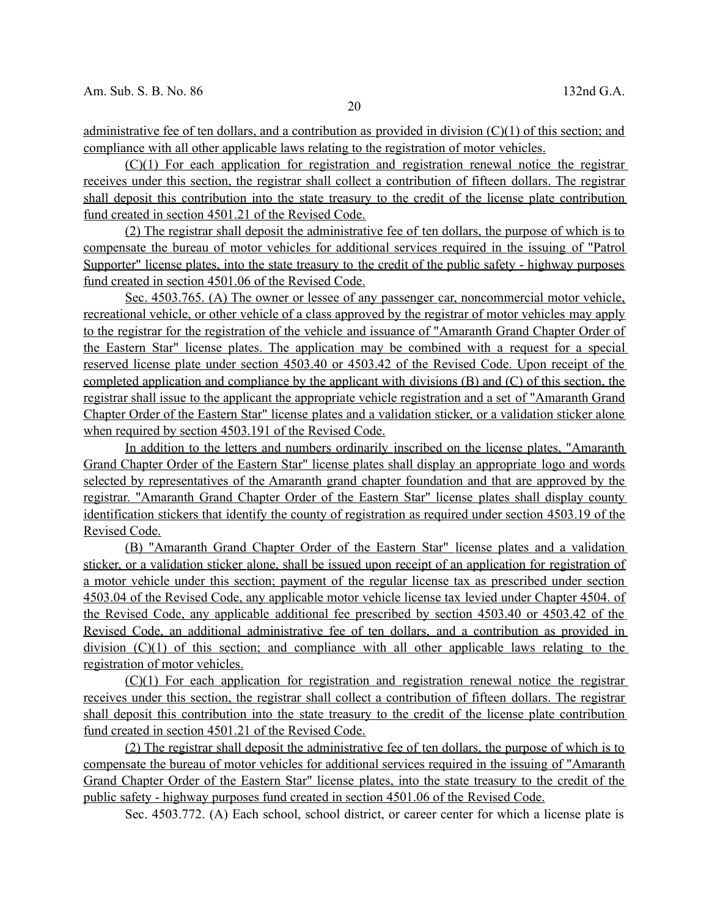administrative fee of ten dollars, and a contribution as provided in division (C)(1) of this section; and compliance with all other applicable laws relating to the registration of motor vehicles.

(C)(1) For each application for registration and registration renewal notice the registrar receives under this section, the registrar shall collect a contribution of fifteen dollars. The registrar shall deposit this contribution into the state treasury to the credit of the license plate contribution fund created in section 4501.21 of the Revised Code.

(2) The registrar shall deposit the administrative fee of ten dollars, the purpose of which is to compensate the bureau of motor vehicles for additional services required in the issuing of "Patrol Supporter" license plates, into the state treasury to the credit of the public safety - highway purposes fund created in section 4501.06 of the Revised Code.

Sec. 4503.765. (A) The owner or lessee of any passenger car, noncommercial motor vehicle, recreational vehicle, or other vehicle of a class approved by the registrar of motor vehicles may apply to the registrar for the registration of the vehicle and issuance of "Amaranth Grand Chapter Order of the Eastern Star" license plates. The application may be combined with a request for a special reserved license plate under section 4503.40 or 4503.42 of the Revised Code. Upon receipt of the completed application and compliance by the applicant with divisions (B) and (C) of this section, the registrar shall issue to the applicant the appropriate vehicle registration and a set of "Amaranth Grand Chapter Order of the Eastern Star" license plates and a validation sticker, or a validation sticker alone when required by section 4503.191 of the Revised Code.

In addition to the letters and numbers ordinarily inscribed on the license plates, "Amaranth Grand Chapter Order of the Eastern Star" license plates shall display an appropriate logo and words selected by representatives of the Amaranth grand chapter foundation and that are approved by the registrar. "Amaranth Grand Chapter Order of the Eastern Star" license plates shall display county identification stickers that identify the county of registration as required under section 4503.19 of the Revised Code.

(B) "Amaranth Grand Chapter Order of the Eastern Star" license plates and a validation sticker, or a validation sticker alone, shall be issued upon receipt of an application for registration of a motor vehicle under this section; payment of the regular license tax as prescribed under section 4503.04 of the Revised Code, any applicable motor vehicle license tax levied under Chapter 4504. of the Revised Code, any applicable additional fee prescribed by section 4503.40 or 4503.42 of the Revised Code, an additional administrative fee of ten dollars, and a contribution as provided in division (C)(1) of this section; and compliance with all other applicable laws relating to the registration of motor vehicles.

(C)(1) For each application for registration and registration renewal notice the registrar receives under this section, the registrar shall collect a contribution of fifteen dollars. The registrar shall deposit this contribution into the state treasury to the credit of the license plate contribution fund created in section 4501.21 of the Revised Code.

(2) The registrar shall deposit the administrative fee of ten dollars, the purpose of which is to compensate the bureau of motor vehicles for additional services required in the issuing of "Amaranth Grand Chapter Order of the Eastern Star" license plates, into the state treasury to the credit of the public safety - highway purposes fund created in section 4501.06 of the Revised Code.

Sec. 4503.772. (A) Each school, school district, or career center for which a license plate is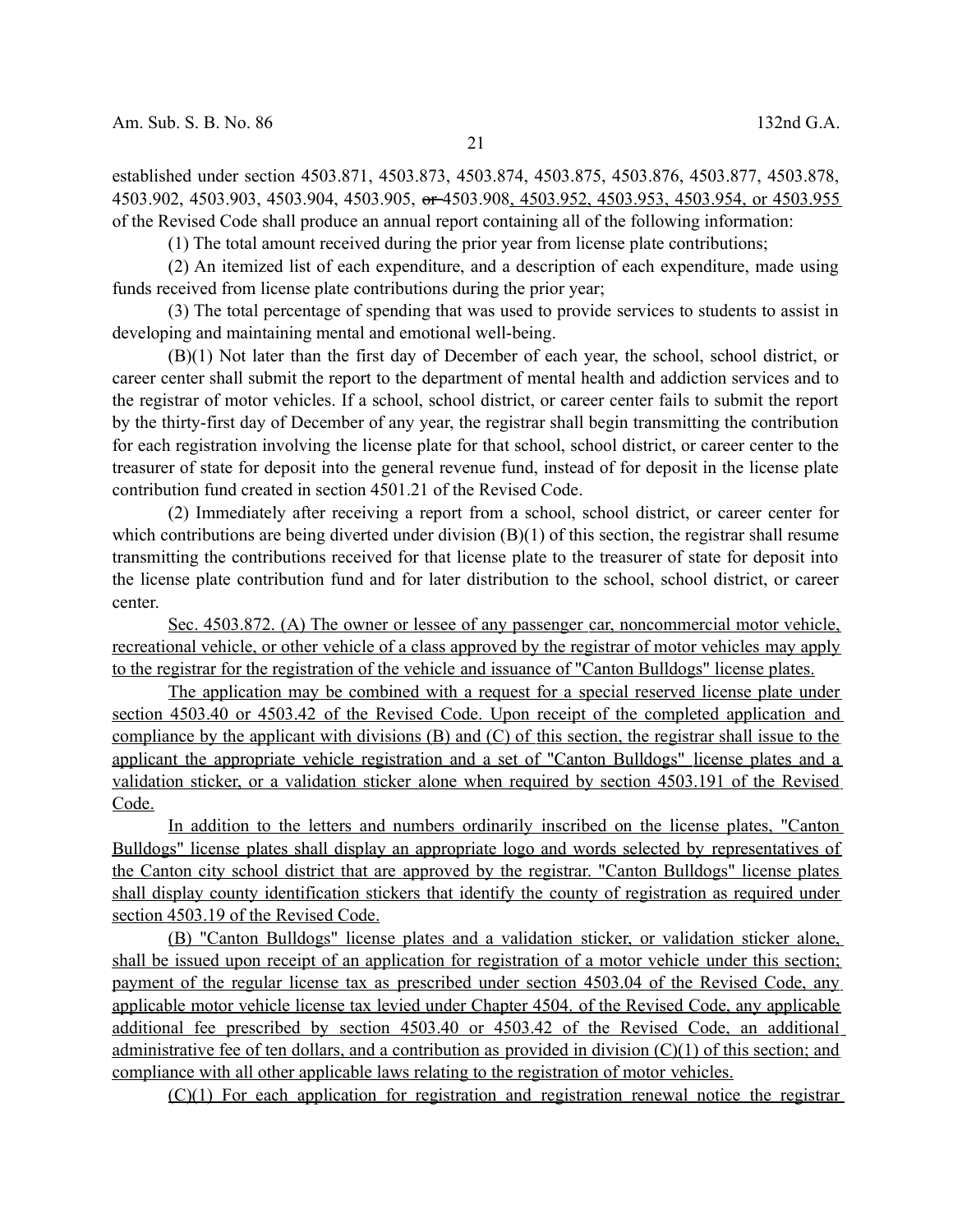established under section 4503.871, 4503.873, 4503.874, 4503.875, 4503.876, 4503.877, 4503.878, 4503.902, 4503.903, 4503.904, 4503.905, ~~or~~ 4503.908, 4503.952, 4503.953, 4503.954, or 4503.955 of the Revised Code shall produce an annual report containing all of the following information:

(1) The total amount received during the prior year from license plate contributions;

(2) An itemized list of each expenditure, and a description of each expenditure, made using funds received from license plate contributions during the prior year;

(3) The total percentage of spending that was used to provide services to students to assist in developing and maintaining mental and emotional well-being.

(B)(1) Not later than the first day of December of each year, the school, school district, or career center shall submit the report to the department of mental health and addiction services and to the registrar of motor vehicles. If a school, school district, or career center fails to submit the report by the thirty-first day of December of any year, the registrar shall begin transmitting the contribution for each registration involving the license plate for that school, school district, or career center to the treasurer of state for deposit into the general revenue fund, instead of for deposit in the license plate contribution fund created in section 4501.21 of the Revised Code.

(2) Immediately after receiving a report from a school, school district, or career center for which contributions are being diverted under division (B)(1) of this section, the registrar shall resume transmitting the contributions received for that license plate to the treasurer of state for deposit into the license plate contribution fund and for later distribution to the school, school district, or career center.

Sec. 4503.872. (A) The owner or lessee of any passenger car, noncommercial motor vehicle, recreational vehicle, or other vehicle of a class approved by the registrar of motor vehicles may apply to the registrar for the registration of the vehicle and issuance of "Canton Bulldogs" license plates.

The application may be combined with a request for a special reserved license plate under section 4503.40 or 4503.42 of the Revised Code. Upon receipt of the completed application and compliance by the applicant with divisions (B) and (C) of this section, the registrar shall issue to the applicant the appropriate vehicle registration and a set of "Canton Bulldogs" license plates and a validation sticker, or a validation sticker alone when required by section 4503.191 of the Revised Code.

In addition to the letters and numbers ordinarily inscribed on the license plates, "Canton Bulldogs" license plates shall display an appropriate logo and words selected by representatives of the Canton city school district that are approved by the registrar. "Canton Bulldogs" license plates shall display county identification stickers that identify the county of registration as required under section 4503.19 of the Revised Code.

(B) "Canton Bulldogs" license plates and a validation sticker, or validation sticker alone, shall be issued upon receipt of an application for registration of a motor vehicle under this section; payment of the regular license tax as prescribed under section 4503.04 of the Revised Code, any applicable motor vehicle license tax levied under Chapter 4504. of the Revised Code, any applicable additional fee prescribed by section 4503.40 or 4503.42 of the Revised Code, an additional administrative fee of ten dollars, and a contribution as provided in division (C)(1) of this section; and compliance with all other applicable laws relating to the registration of motor vehicles.

(C)(1) For each application for registration and registration renewal notice the registrar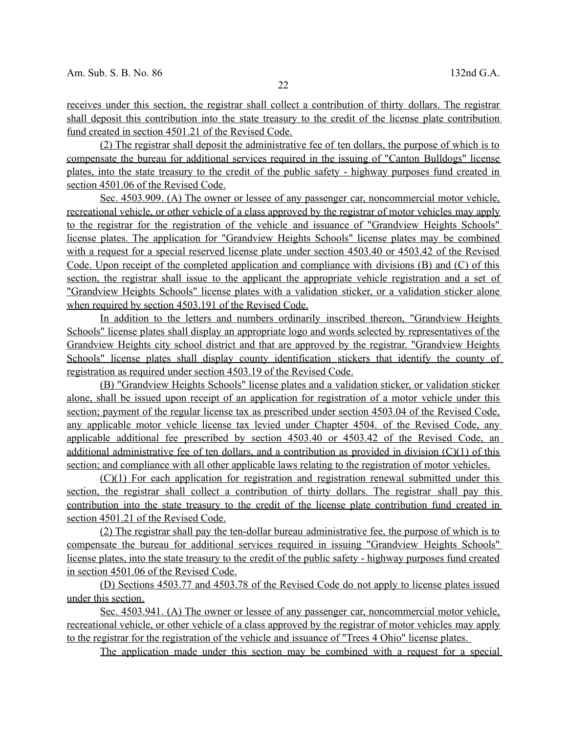receives under this section, the registrar shall collect a contribution of thirty dollars. The registrar shall deposit this contribution into the state treasury to the credit of the license plate contribution fund created in section 4501.21 of the Revised Code.

(2) The registrar shall deposit the administrative fee of ten dollars, the purpose of which is to compensate the bureau for additional services required in the issuing of "Canton Bulldogs" license plates, into the state treasury to the credit of the public safety - highway purposes fund created in section 4501.06 of the Revised Code.

Sec. 4503.909. (A) The owner or lessee of any passenger car, noncommercial motor vehicle, recreational vehicle, or other vehicle of a class approved by the registrar of motor vehicles may apply to the registrar for the registration of the vehicle and issuance of "Grandview Heights Schools" license plates. The application for "Grandview Heights Schools" license plates may be combined with a request for a special reserved license plate under section 4503.40 or 4503.42 of the Revised Code. Upon receipt of the completed application and compliance with divisions (B) and (C) of this section, the registrar shall issue to the applicant the appropriate vehicle registration and a set of "Grandview Heights Schools" license plates with a validation sticker, or a validation sticker alone when required by section 4503.191 of the Revised Code.

In addition to the letters and numbers ordinarily inscribed thereon, "Grandview Heights Schools" license plates shall display an appropriate logo and words selected by representatives of the Grandview Heights city school district and that are approved by the registrar. "Grandview Heights Schools" license plates shall display county identification stickers that identify the county of registration as required under section 4503.19 of the Revised Code.

(B) "Grandview Heights Schools" license plates and a validation sticker, or validation sticker alone, shall be issued upon receipt of an application for registration of a motor vehicle under this section; payment of the regular license tax as prescribed under section 4503.04 of the Revised Code, any applicable motor vehicle license tax levied under Chapter 4504. of the Revised Code, any applicable additional fee prescribed by section 4503.40 or 4503.42 of the Revised Code, an additional administrative fee of ten dollars, and a contribution as provided in division (C)(1) of this section; and compliance with all other applicable laws relating to the registration of motor vehicles.

(C)(1) For each application for registration and registration renewal submitted under this section, the registrar shall collect a contribution of thirty dollars. The registrar shall pay this contribution into the state treasury to the credit of the license plate contribution fund created in section 4501.21 of the Revised Code.

(2) The registrar shall pay the ten-dollar bureau administrative fee, the purpose of which is to compensate the bureau for additional services required in issuing "Grandview Heights Schools" license plates, into the state treasury to the credit of the public safety - highway purposes fund created in section 4501.06 of the Revised Code.

(D) Sections 4503.77 and 4503.78 of the Revised Code do not apply to license plates issued under this section.

Sec. 4503.941. (A) The owner or lessee of any passenger car, noncommercial motor vehicle, recreational vehicle, or other vehicle of a class approved by the registrar of motor vehicles may apply to the registrar for the registration of the vehicle and issuance of "Trees 4 Ohio" license plates.

The application made under this section may be combined with a request for a special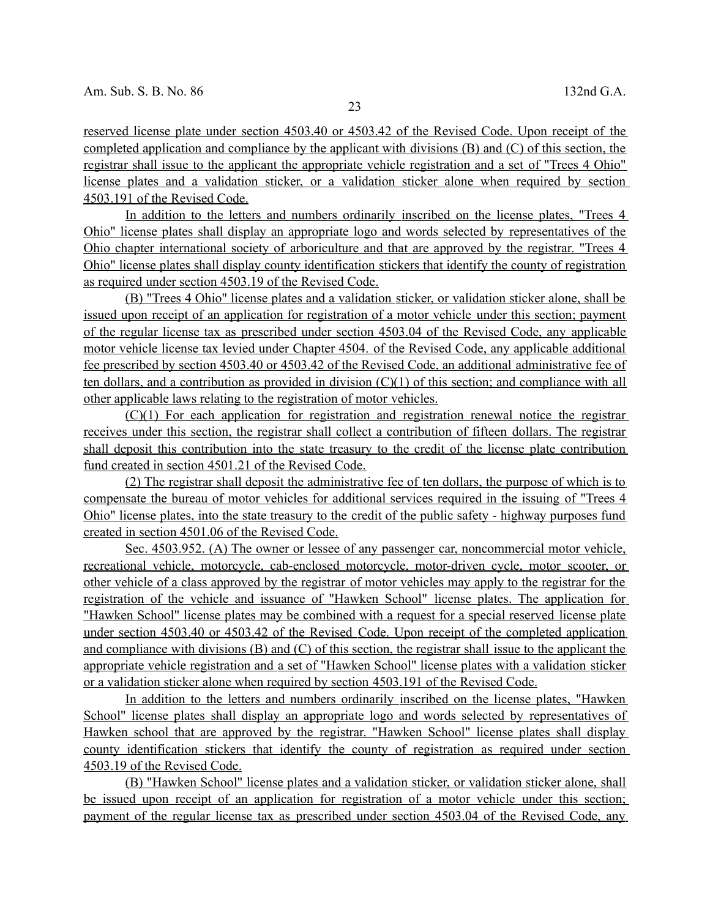reserved license plate under section 4503.40 or 4503.42 of the Revised Code. Upon receipt of the completed application and compliance by the applicant with divisions (B) and (C) of this section, the registrar shall issue to the applicant the appropriate vehicle registration and a set of "Trees 4 Ohio" license plates and a validation sticker, or a validation sticker alone when required by section 4503.191 of the Revised Code.

In addition to the letters and numbers ordinarily inscribed on the license plates, "Trees 4 Ohio" license plates shall display an appropriate logo and words selected by representatives of the Ohio chapter international society of arboriculture and that are approved by the registrar. "Trees 4 Ohio" license plates shall display county identification stickers that identify the county of registration as required under section 4503.19 of the Revised Code.

(B) "Trees 4 Ohio" license plates and a validation sticker, or validation sticker alone, shall be issued upon receipt of an application for registration of a motor vehicle under this section; payment of the regular license tax as prescribed under section 4503.04 of the Revised Code, any applicable motor vehicle license tax levied under Chapter 4504. of the Revised Code, any applicable additional fee prescribed by section 4503.40 or 4503.42 of the Revised Code, an additional administrative fee of ten dollars, and a contribution as provided in division (C)(1) of this section; and compliance with all other applicable laws relating to the registration of motor vehicles.

(C)(1) For each application for registration and registration renewal notice the registrar receives under this section, the registrar shall collect a contribution of fifteen dollars. The registrar shall deposit this contribution into the state treasury to the credit of the license plate contribution fund created in section 4501.21 of the Revised Code.

(2) The registrar shall deposit the administrative fee of ten dollars, the purpose of which is to compensate the bureau of motor vehicles for additional services required in the issuing of "Trees 4 Ohio" license plates, into the state treasury to the credit of the public safety - highway purposes fund created in section 4501.06 of the Revised Code.

Sec. 4503.952. (A) The owner or lessee of any passenger car, noncommercial motor vehicle, recreational vehicle, motorcycle, cab-enclosed motorcycle, motor-driven cycle, motor scooter, or other vehicle of a class approved by the registrar of motor vehicles may apply to the registrar for the registration of the vehicle and issuance of "Hawken School" license plates. The application for "Hawken School" license plates may be combined with a request for a special reserved license plate under section 4503.40 or 4503.42 of the Revised Code. Upon receipt of the completed application and compliance with divisions (B) and (C) of this section, the registrar shall issue to the applicant the appropriate vehicle registration and a set of "Hawken School" license plates with a validation sticker or a validation sticker alone when required by section 4503.191 of the Revised Code.

In addition to the letters and numbers ordinarily inscribed on the license plates, "Hawken School" license plates shall display an appropriate logo and words selected by representatives of Hawken school that are approved by the registrar. "Hawken School" license plates shall display county identification stickers that identify the county of registration as required under section 4503.19 of the Revised Code.

(B) "Hawken School" license plates and a validation sticker, or validation sticker alone, shall be issued upon receipt of an application for registration of a motor vehicle under this section; payment of the regular license tax as prescribed under section 4503.04 of the Revised Code, any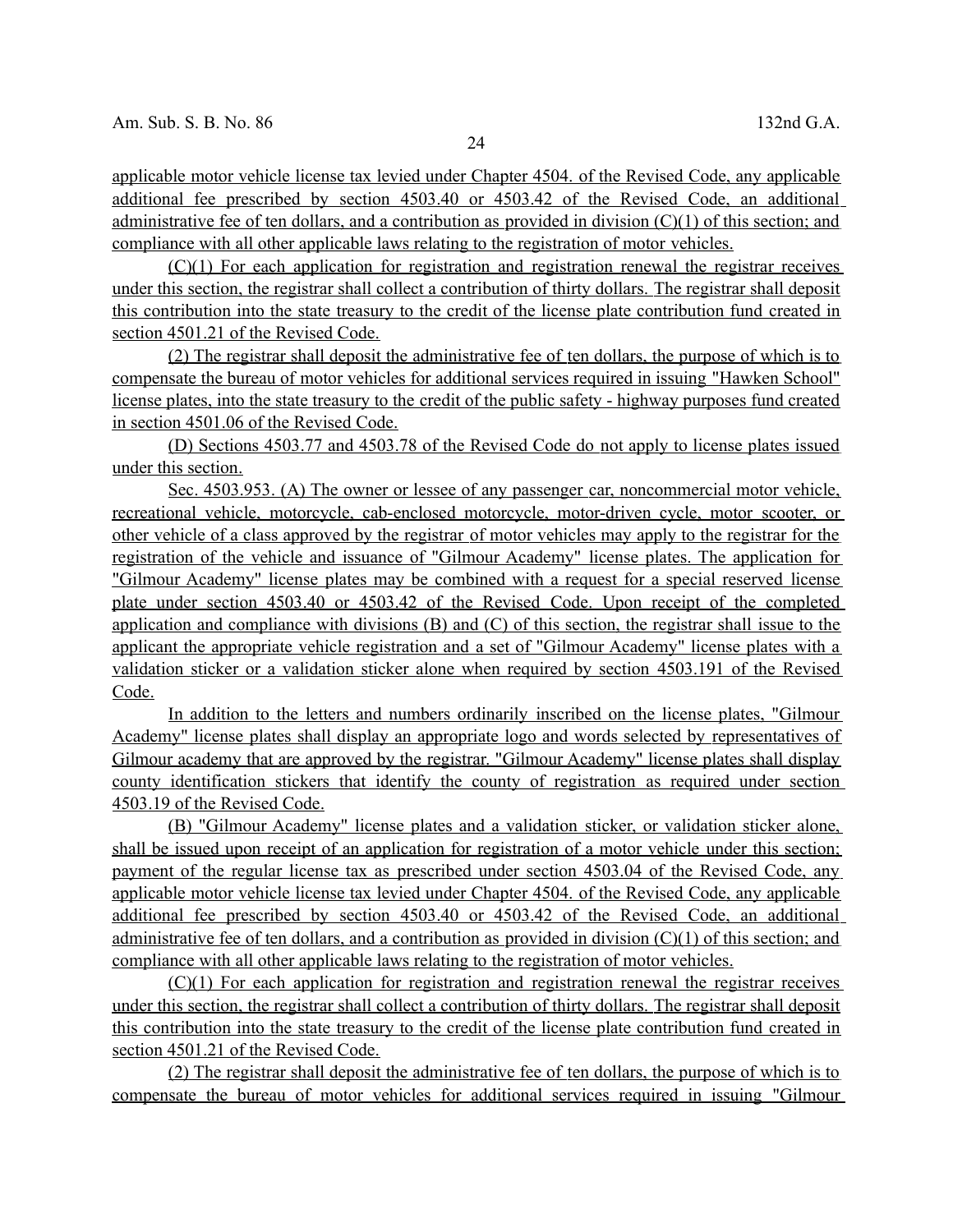applicable motor vehicle license tax levied under Chapter 4504. of the Revised Code, any applicable additional fee prescribed by section 4503.40 or 4503.42 of the Revised Code, an additional administrative fee of ten dollars, and a contribution as provided in division (C)(1) of this section; and compliance with all other applicable laws relating to the registration of motor vehicles.

(C)(1) For each application for registration and registration renewal the registrar receives under this section, the registrar shall collect a contribution of thirty dollars. The registrar shall deposit this contribution into the state treasury to the credit of the license plate contribution fund created in section 4501.21 of the Revised Code.

(2) The registrar shall deposit the administrative fee of ten dollars, the purpose of which is to compensate the bureau of motor vehicles for additional services required in issuing "Hawken School" license plates, into the state treasury to the credit of the public safety - highway purposes fund created in section 4501.06 of the Revised Code.

(D) Sections 4503.77 and 4503.78 of the Revised Code do not apply to license plates issued under this section.

Sec. 4503.953. (A) The owner or lessee of any passenger car, noncommercial motor vehicle, recreational vehicle, motorcycle, cab-enclosed motorcycle, motor-driven cycle, motor scooter, or other vehicle of a class approved by the registrar of motor vehicles may apply to the registrar for the registration of the vehicle and issuance of "Gilmour Academy" license plates. The application for "Gilmour Academy" license plates may be combined with a request for a special reserved license plate under section 4503.40 or 4503.42 of the Revised Code. Upon receipt of the completed application and compliance with divisions (B) and (C) of this section, the registrar shall issue to the applicant the appropriate vehicle registration and a set of "Gilmour Academy" license plates with a validation sticker or a validation sticker alone when required by section 4503.191 of the Revised Code.

In addition to the letters and numbers ordinarily inscribed on the license plates, "Gilmour Academy" license plates shall display an appropriate logo and words selected by representatives of Gilmour academy that are approved by the registrar. "Gilmour Academy" license plates shall display county identification stickers that identify the county of registration as required under section 4503.19 of the Revised Code.

(B) "Gilmour Academy" license plates and a validation sticker, or validation sticker alone, shall be issued upon receipt of an application for registration of a motor vehicle under this section; payment of the regular license tax as prescribed under section 4503.04 of the Revised Code, any applicable motor vehicle license tax levied under Chapter 4504. of the Revised Code, any applicable additional fee prescribed by section 4503.40 or 4503.42 of the Revised Code, an additional administrative fee of ten dollars, and a contribution as provided in division (C)(1) of this section; and compliance with all other applicable laws relating to the registration of motor vehicles.

(C)(1) For each application for registration and registration renewal the registrar receives under this section, the registrar shall collect a contribution of thirty dollars. The registrar shall deposit this contribution into the state treasury to the credit of the license plate contribution fund created in section 4501.21 of the Revised Code.

(2) The registrar shall deposit the administrative fee of ten dollars, the purpose of which is to compensate the bureau of motor vehicles for additional services required in issuing "Gilmour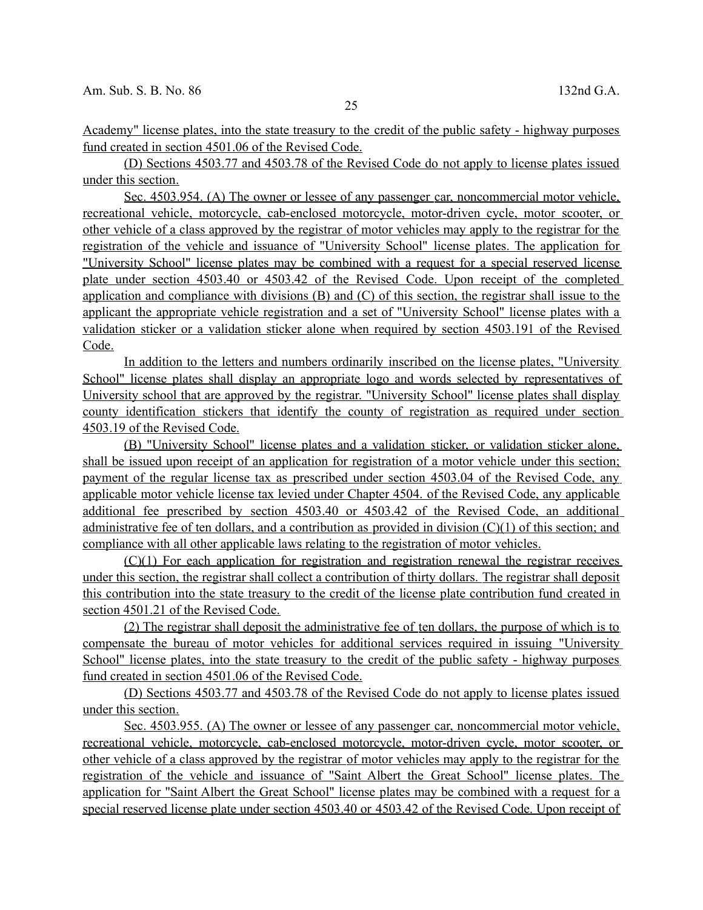Academy" license plates, into the state treasury to the credit of the public safety - highway purposes fund created in section 4501.06 of the Revised Code.

(D) Sections 4503.77 and 4503.78 of the Revised Code do not apply to license plates issued under this section.

Sec. 4503.954. (A) The owner or lessee of any passenger car, noncommercial motor vehicle, recreational vehicle, motorcycle, cab-enclosed motorcycle, motor-driven cycle, motor scooter, or other vehicle of a class approved by the registrar of motor vehicles may apply to the registrar for the registration of the vehicle and issuance of "University School" license plates. The application for "University School" license plates may be combined with a request for a special reserved license plate under section 4503.40 or 4503.42 of the Revised Code. Upon receipt of the completed application and compliance with divisions (B) and (C) of this section, the registrar shall issue to the applicant the appropriate vehicle registration and a set of "University School" license plates with a validation sticker or a validation sticker alone when required by section 4503.191 of the Revised Code.

In addition to the letters and numbers ordinarily inscribed on the license plates, "University School" license plates shall display an appropriate logo and words selected by representatives of University school that are approved by the registrar. "University School" license plates shall display county identification stickers that identify the county of registration as required under section 4503.19 of the Revised Code.

(B) "University School" license plates and a validation sticker, or validation sticker alone, shall be issued upon receipt of an application for registration of a motor vehicle under this section; payment of the regular license tax as prescribed under section 4503.04 of the Revised Code, any applicable motor vehicle license tax levied under Chapter 4504. of the Revised Code, any applicable additional fee prescribed by section 4503.40 or 4503.42 of the Revised Code, an additional administrative fee of ten dollars, and a contribution as provided in division (C)(1) of this section; and compliance with all other applicable laws relating to the registration of motor vehicles.

(C)(1) For each application for registration and registration renewal the registrar receives under this section, the registrar shall collect a contribution of thirty dollars. The registrar shall deposit this contribution into the state treasury to the credit of the license plate contribution fund created in section 4501.21 of the Revised Code.

(2) The registrar shall deposit the administrative fee of ten dollars, the purpose of which is to compensate the bureau of motor vehicles for additional services required in issuing "University School" license plates, into the state treasury to the credit of the public safety - highway purposes fund created in section 4501.06 of the Revised Code.

(D) Sections 4503.77 and 4503.78 of the Revised Code do not apply to license plates issued under this section.

Sec. 4503.955. (A) The owner or lessee of any passenger car, noncommercial motor vehicle, recreational vehicle, motorcycle, cab-enclosed motorcycle, motor-driven cycle, motor scooter, or other vehicle of a class approved by the registrar of motor vehicles may apply to the registrar for the registration of the vehicle and issuance of "Saint Albert the Great School" license plates. The application for "Saint Albert the Great School" license plates may be combined with a request for a special reserved license plate under section 4503.40 or 4503.42 of the Revised Code. Upon receipt of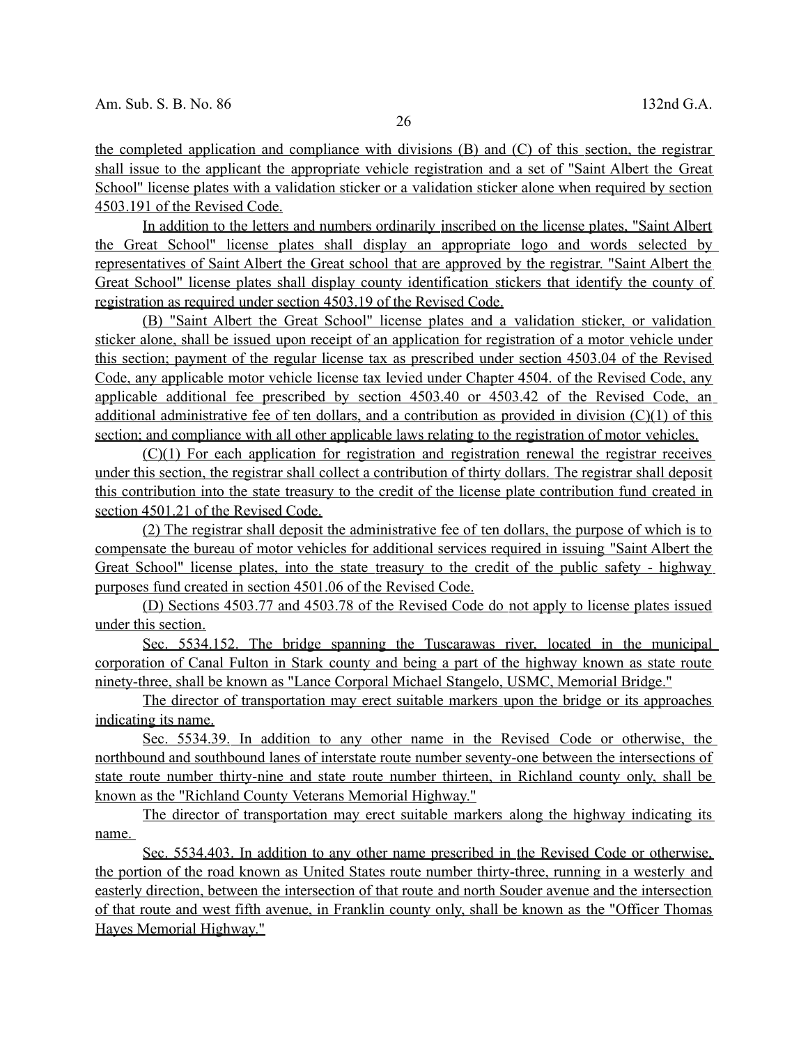the completed application and compliance with divisions (B) and (C) of this section, the registrar shall issue to the applicant the appropriate vehicle registration and a set of "Saint Albert the Great School" license plates with a validation sticker or a validation sticker alone when required by section 4503.191 of the Revised Code.

In addition to the letters and numbers ordinarily inscribed on the license plates, "Saint Albert the Great School" license plates shall display an appropriate logo and words selected by representatives of Saint Albert the Great school that are approved by the registrar. "Saint Albert the Great School" license plates shall display county identification stickers that identify the county of registration as required under section 4503.19 of the Revised Code.

(B) "Saint Albert the Great School" license plates and a validation sticker, or validation sticker alone, shall be issued upon receipt of an application for registration of a motor vehicle under this section; payment of the regular license tax as prescribed under section 4503.04 of the Revised Code, any applicable motor vehicle license tax levied under Chapter 4504. of the Revised Code, any applicable additional fee prescribed by section 4503.40 or 4503.42 of the Revised Code, an additional administrative fee of ten dollars, and a contribution as provided in division (C)(1) of this section; and compliance with all other applicable laws relating to the registration of motor vehicles.

(C)(1) For each application for registration and registration renewal the registrar receives under this section, the registrar shall collect a contribution of thirty dollars. The registrar shall deposit this contribution into the state treasury to the credit of the license plate contribution fund created in section 4501.21 of the Revised Code.

(2) The registrar shall deposit the administrative fee of ten dollars, the purpose of which is to compensate the bureau of motor vehicles for additional services required in issuing "Saint Albert the Great School" license plates, into the state treasury to the credit of the public safety - highway purposes fund created in section 4501.06 of the Revised Code.

(D) Sections 4503.77 and 4503.78 of the Revised Code do not apply to license plates issued under this section.

Sec. 5534.152. The bridge spanning the Tuscarawas river, located in the municipal corporation of Canal Fulton in Stark county and being a part of the highway known as state route ninety-three, shall be known as "Lance Corporal Michael Stangelo, USMC, Memorial Bridge."

The director of transportation may erect suitable markers upon the bridge or its approaches indicating its name.

Sec. 5534.39. In addition to any other name in the Revised Code or otherwise, the northbound and southbound lanes of interstate route number seventy-one between the intersections of state route number thirty-nine and state route number thirteen, in Richland county only, shall be known as the "Richland County Veterans Memorial Highway."

The director of transportation may erect suitable markers along the highway indicating its name.

Sec. 5534.403. In addition to any other name prescribed in the Revised Code or otherwise, the portion of the road known as United States route number thirty-three, running in a westerly and easterly direction, between the intersection of that route and north Souder avenue and the intersection of that route and west fifth avenue, in Franklin county only, shall be known as the "Officer Thomas Hayes Memorial Highway."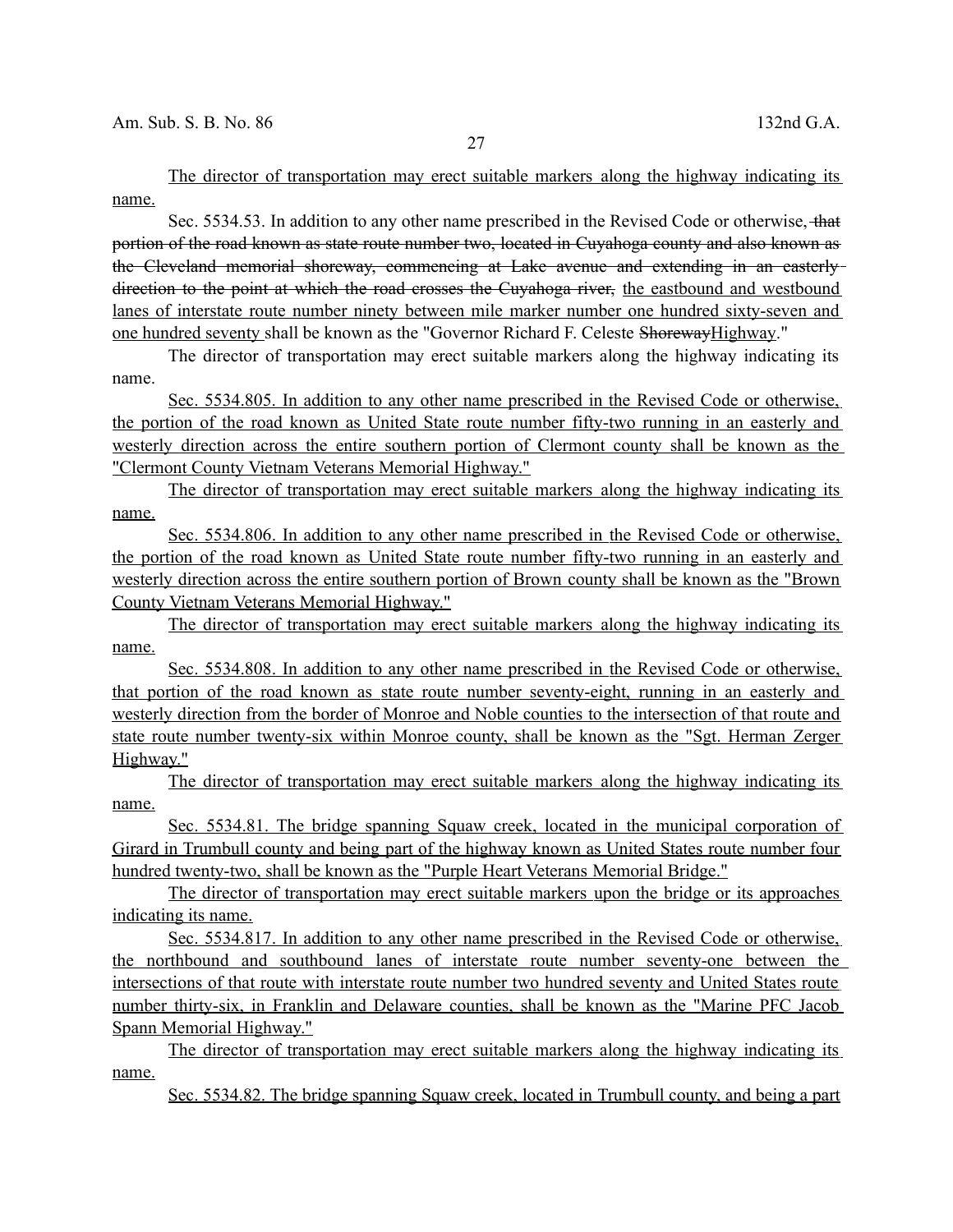The director of transportation may erect suitable markers along the highway indicating its name.

Sec. 5534.53. In addition to any other name prescribed in the Revised Code or otherwise, ~~that portion of the road known as state route number two, located in Cuyahoga county and also known as the Cleveland memorial shoreway, commencing at Lake avenue and extending in an easterly direction to the point at which the road crosses the Cuyahoga river,~~ the eastbound and westbound lanes of interstate route number ninety between mile marker number one hundred sixty-seven and one hundred seventy shall be known as the "Governor Richard F. Celeste ~~Shoreway~~Highway."

The director of transportation may erect suitable markers along the highway indicating its name.

Sec. 5534.805. In addition to any other name prescribed in the Revised Code or otherwise, the portion of the road known as United State route number fifty-two running in an easterly and westerly direction across the entire southern portion of Clermont county shall be known as the "Clermont County Vietnam Veterans Memorial Highway."

The director of transportation may erect suitable markers along the highway indicating its name.

Sec. 5534.806. In addition to any other name prescribed in the Revised Code or otherwise, the portion of the road known as United State route number fifty-two running in an easterly and westerly direction across the entire southern portion of Brown county shall be known as the "Brown County Vietnam Veterans Memorial Highway."

The director of transportation may erect suitable markers along the highway indicating its name.

Sec. 5534.808. In addition to any other name prescribed in the Revised Code or otherwise, that portion of the road known as state route number seventy-eight, running in an easterly and westerly direction from the border of Monroe and Noble counties to the intersection of that route and state route number twenty-six within Monroe county, shall be known as the "Sgt. Herman Zerger Highway."

The director of transportation may erect suitable markers along the highway indicating its name.

Sec. 5534.81. The bridge spanning Squaw creek, located in the municipal corporation of Girard in Trumbull county and being part of the highway known as United States route number four hundred twenty-two, shall be known as the "Purple Heart Veterans Memorial Bridge."

The director of transportation may erect suitable markers upon the bridge or its approaches indicating its name.

Sec. 5534.817. In addition to any other name prescribed in the Revised Code or otherwise, the northbound and southbound lanes of interstate route number seventy-one between the intersections of that route with interstate route number two hundred seventy and United States route number thirty-six, in Franklin and Delaware counties, shall be known as the "Marine PFC Jacob Spann Memorial Highway."

The director of transportation may erect suitable markers along the highway indicating its name.

Sec. 5534.82. The bridge spanning Squaw creek, located in Trumbull county, and being a part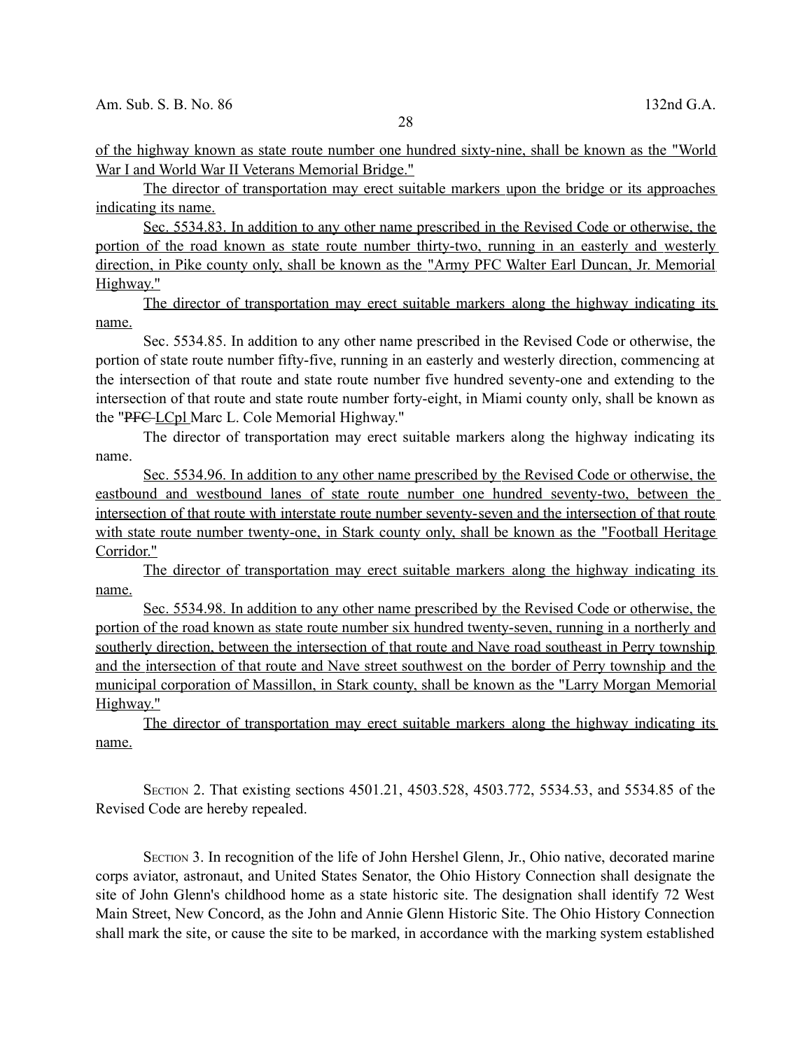of the highway known as state route number one hundred sixty-nine, shall be known as the "World War I and World War II Veterans Memorial Bridge."

The director of transportation may erect suitable markers upon the bridge or its approaches indicating its name.

Sec. 5534.83. In addition to any other name prescribed in the Revised Code or otherwise, the portion of the road known as state route number thirty-two, running in an easterly and westerly direction, in Pike county only, shall be known as the "Army PFC Walter Earl Duncan, Jr. Memorial Highway."

The director of transportation may erect suitable markers along the highway indicating its name.

Sec. 5534.85. In addition to any other name prescribed in the Revised Code or otherwise, the portion of state route number fifty-five, running in an easterly and westerly direction, commencing at the intersection of that route and state route number five hundred seventy-one and extending to the intersection of that route and state route number forty-eight, in Miami county only, shall be known as the "~~PFC~~ LCpl Marc L. Cole Memorial Highway."

The director of transportation may erect suitable markers along the highway indicating its name.

Sec. 5534.96. In addition to any other name prescribed by the Revised Code or otherwise, the eastbound and westbound lanes of state route number one hundred seventy-two, between the intersection of that route with interstate route number seventy-seven and the intersection of that route with state route number twenty-one, in Stark county only, shall be known as the "Football Heritage Corridor."

The director of transportation may erect suitable markers along the highway indicating its name.

Sec. 5534.98. In addition to any other name prescribed by the Revised Code or otherwise, the portion of the road known as state route number six hundred twenty-seven, running in a northerly and southerly direction, between the intersection of that route and Nave road southeast in Perry township and the intersection of that route and Nave street southwest on the border of Perry township and the municipal corporation of Massillon, in Stark county, shall be known as the "Larry Morgan Memorial Highway."

The director of transportation may erect suitable markers along the highway indicating its name.

SECTION 2. That existing sections 4501.21, 4503.528, 4503.772, 5534.53, and 5534.85 of the Revised Code are hereby repealed.

SECTION 3. In recognition of the life of John Hershel Glenn, Jr., Ohio native, decorated marine corps aviator, astronaut, and United States Senator, the Ohio History Connection shall designate the site of John Glenn's childhood home as a state historic site. The designation shall identify 72 West Main Street, New Concord, as the John and Annie Glenn Historic Site. The Ohio History Connection shall mark the site, or cause the site to be marked, in accordance with the marking system established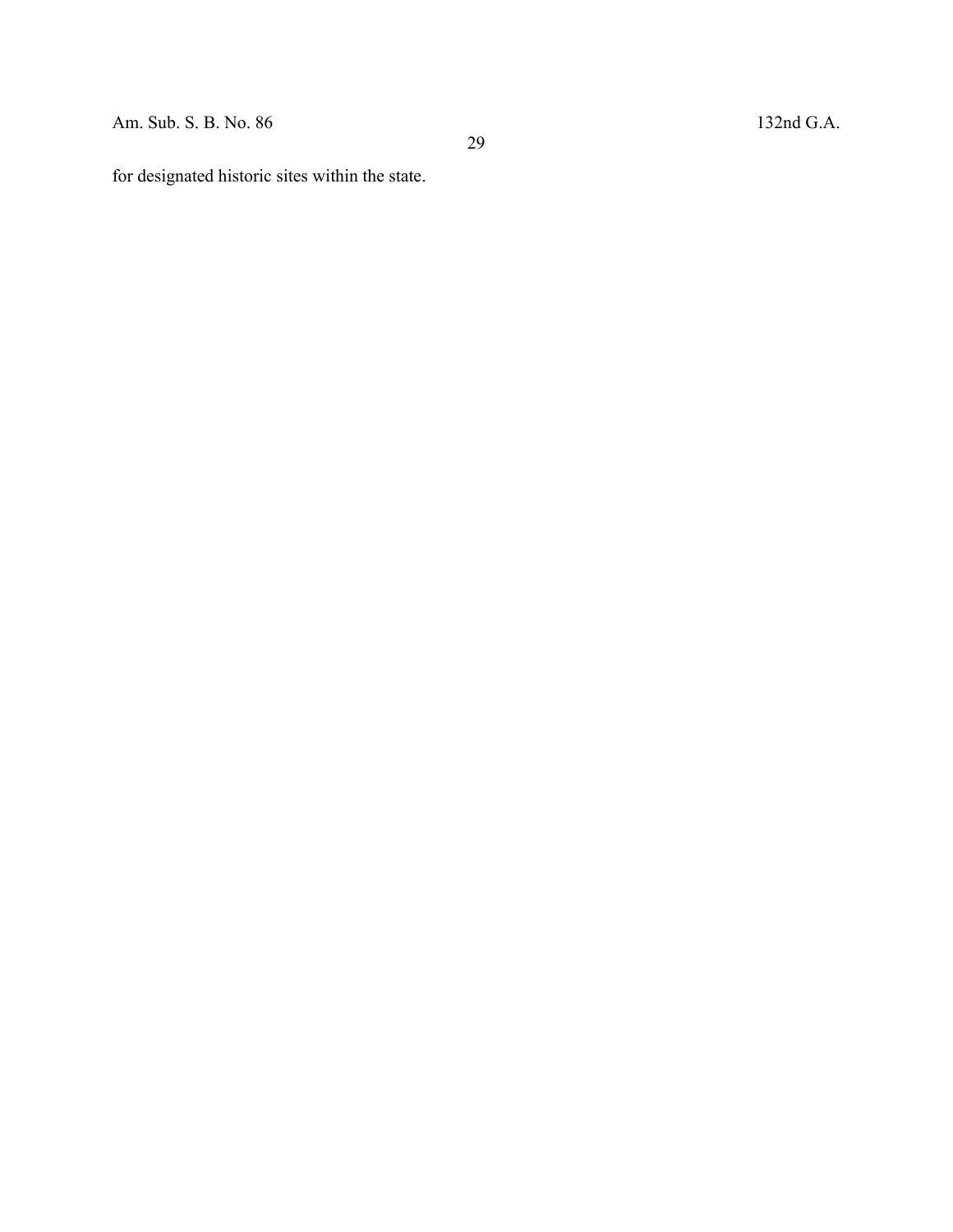for designated historic sites within the state.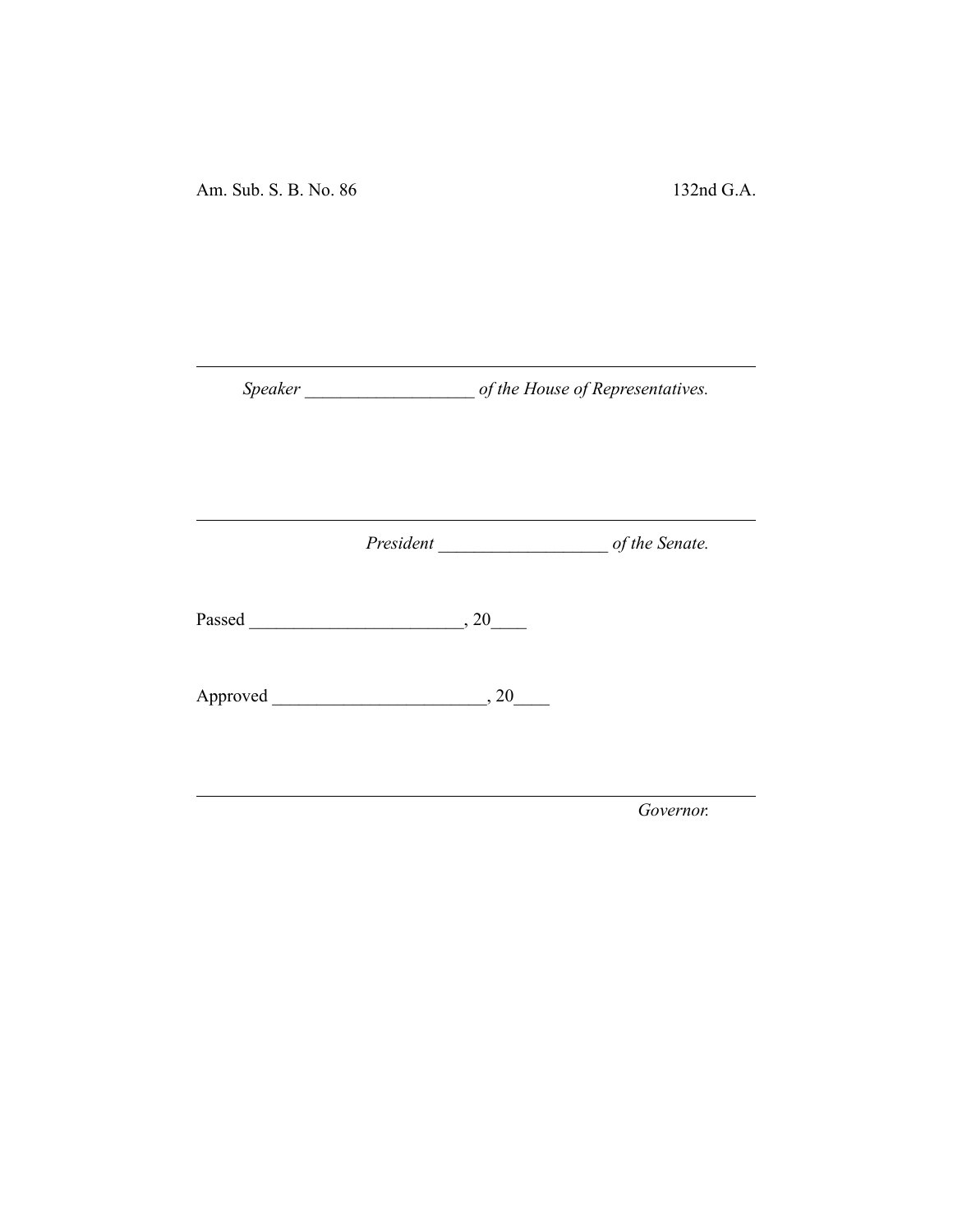Am. Sub. S. B. No. 86 132nd G.A.

---

*Speaker* ___________________ *of the House of Representatives.*

---

*President* ___________________ *of the Senate.*

Passed ________________________, 20____

Approved ________________________, 20____

---

*Governor.*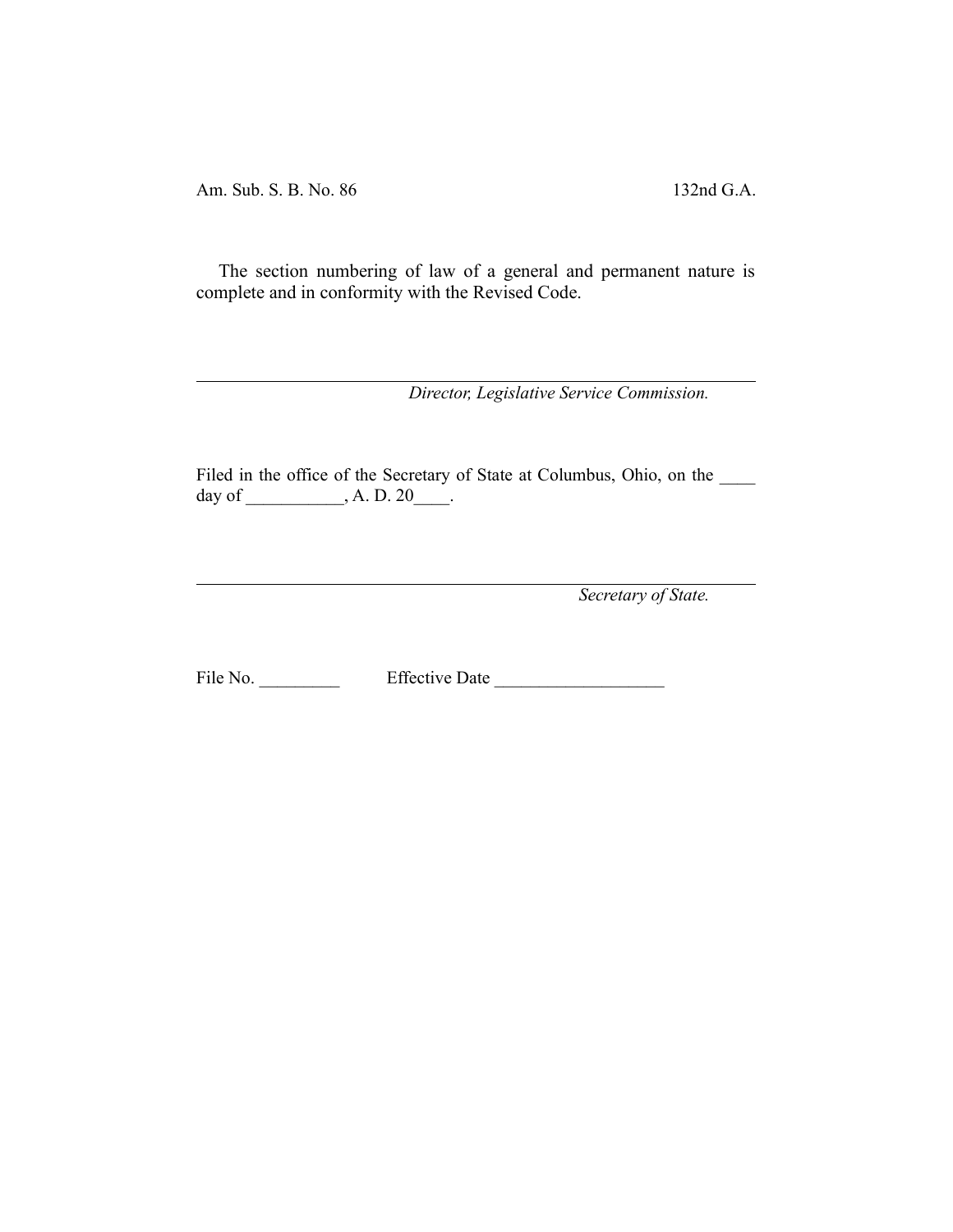Am. Sub. S. B. No. 86 132nd G.A.

The section numbering of law of a general and permanent nature is complete and in conformity with the Revised Code.

______________________________________

*Director, Legislative Service Commission.*

Filed in the office of the Secretary of State at Columbus, Ohio, on the ____ day of ___________, A. D. 20____.

______________________________________

*Secretary of State.*

File No. _________ Effective Date ___________________